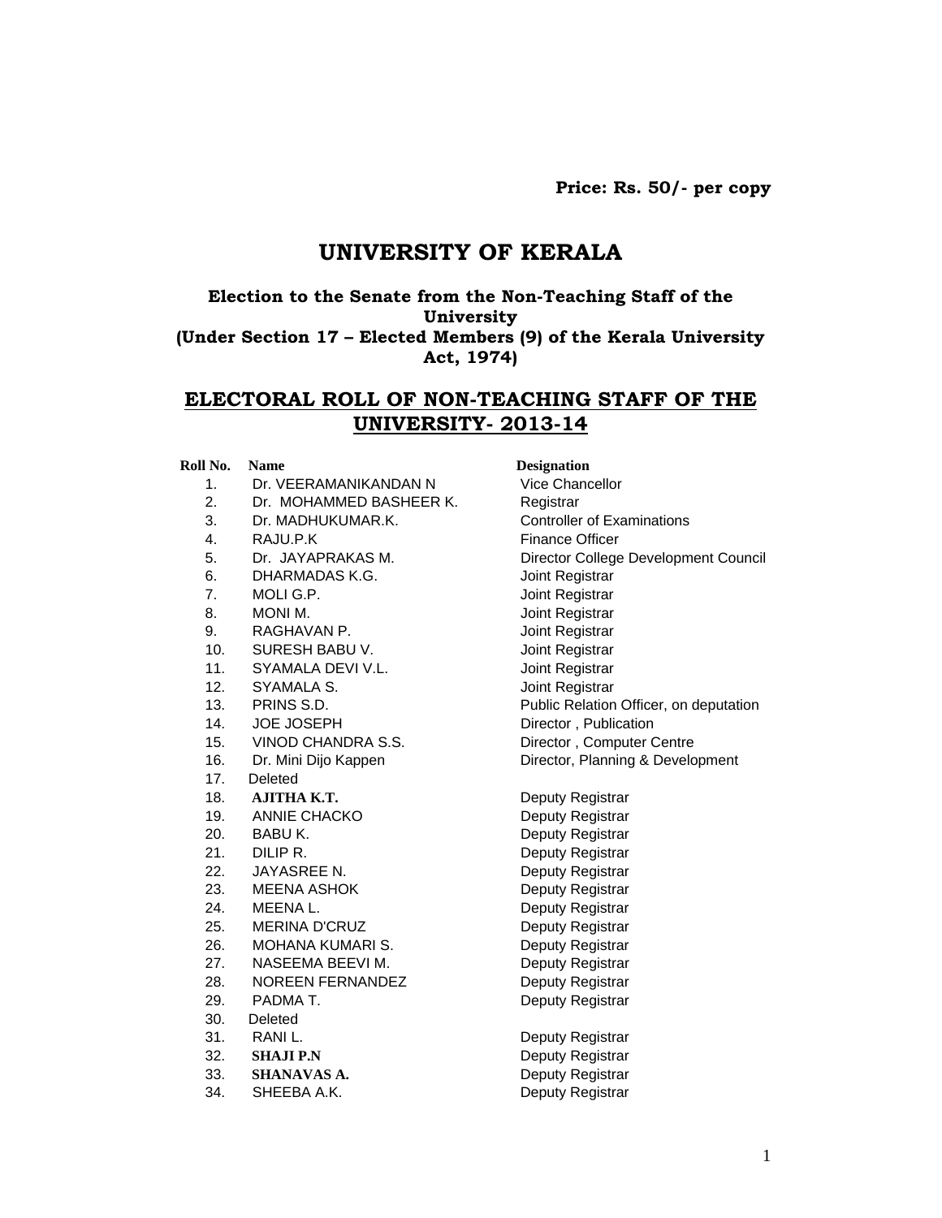**Price: Rs. 50/- per copy**

# UNIVERSITY OF KERALA

### Election to the Senate from the Non-Teaching Staff of the University
### (Under Section 17 – Elected Members (9) of the Kerala University Act, 1974)

## ELECTORAL ROLL OF NON-TEACHING STAFF OF THE UNIVERSITY- 2013-14

| Roll No. | Name | Designation |
|---|---|---|
| 1. | Dr. VEERAMANIKANDAN N | Vice Chancellor |
| 2. | Dr. MOHAMMED BASHEER K. | Registrar |
| 3. | Dr. MADHUKUMAR.K. | Controller of Examinations |
| 4. | RAJU.P.K | Finance Officer |
| 5. | Dr. JAYAPRAKAS M. | Director College Development Council |
| 6. | DHARMADAS K.G. | Joint Registrar |
| 7. | MOLI G.P. | Joint Registrar |
| 8. | MONI M. | Joint Registrar |
| 9. | RAGHAVAN P. | Joint Registrar |
| 10. | SURESH BABU V. | Joint Registrar |
| 11. | SYAMALA DEVI V.L. | Joint Registrar |
| 12. | SYAMALA S. | Joint Registrar |
| 13. | PRINS S.D. | Public Relation Officer, on deputation |
| 14. | JOE JOSEPH | Director , Publication |
| 15. | VINOD CHANDRA S.S. | Director , Computer Centre |
| 16. | Dr. Mini Dijo Kappen | Director, Planning & Development |
| 17. | Deleted | |
| 18. | **AJITHA K.T.** | Deputy Registrar |
| 19. | ANNIE CHACKO | Deputy Registrar |
| 20. | BABU K. | Deputy Registrar |
| 21. | DILIP R. | Deputy Registrar |
| 22. | JAYASREE N. | Deputy Registrar |
| 23. | MEENA ASHOK | Deputy Registrar |
| 24. | MEENA L. | Deputy Registrar |
| 25. | MERINA D'CRUZ | Deputy Registrar |
| 26. | MOHANA KUMARI S. | Deputy Registrar |
| 27. | NASEEMA BEEVI M. | Deputy Registrar |
| 28. | NOREEN FERNANDEZ | Deputy Registrar |
| 29. | PADMA T. | Deputy Registrar |
| 30. | Deleted | |
| 31. | RANI L. | Deputy Registrar |
| 32. | **SHAJI P.N** | Deputy Registrar |
| 33. | **SHANAVAS A.** | Deputy Registrar |
| 34. | SHEEBA A.K. | Deputy Registrar |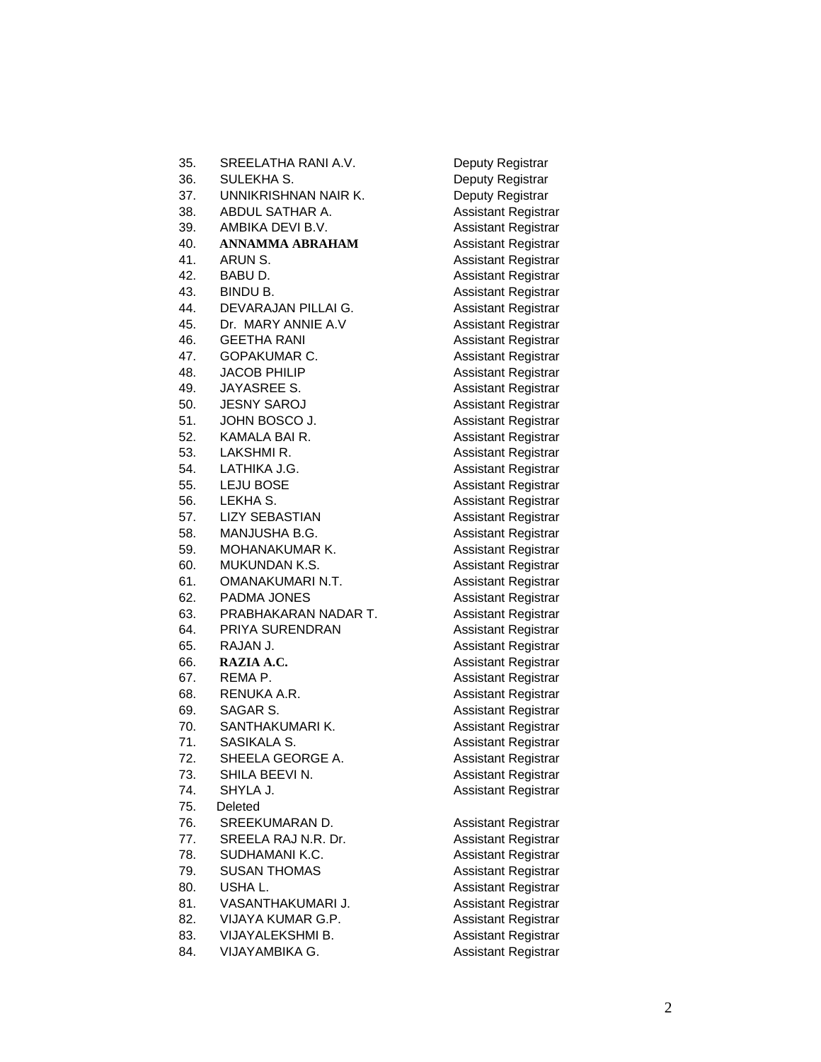| | | |
|---|---|---|
| 35. | SREELATHA RANI A.V. | Deputy Registrar |
| 36. | SULEKHA S. | Deputy Registrar |
| 37. | UNNIKRISHNAN NAIR K. | Deputy Registrar |
| 38. | ABDUL SATHAR A. | Assistant Registrar |
| 39. | AMBIKA DEVI B.V. | Assistant Registrar |
| 40. | **ANNAMMA ABRAHAM** | Assistant Registrar |
| 41. | ARUN S. | Assistant Registrar |
| 42. | BABU D. | Assistant Registrar |
| 43. | BINDU B. | Assistant Registrar |
| 44. | DEVARAJAN PILLAI G. | Assistant Registrar |
| 45. | Dr. MARY ANNIE A.V | Assistant Registrar |
| 46. | GEETHA RANI | Assistant Registrar |
| 47. | GOPAKUMAR C. | Assistant Registrar |
| 48. | JACOB PHILIP | Assistant Registrar |
| 49. | JAYASREE S. | Assistant Registrar |
| 50. | JESNY SAROJ | Assistant Registrar |
| 51. | JOHN BOSCO J. | Assistant Registrar |
| 52. | KAMALA BAI R. | Assistant Registrar |
| 53. | LAKSHMI R. | Assistant Registrar |
| 54. | LATHIKA J.G. | Assistant Registrar |
| 55. | LEJU BOSE | Assistant Registrar |
| 56. | LEKHA S. | Assistant Registrar |
| 57. | LIZY SEBASTIAN | Assistant Registrar |
| 58. | MANJUSHA B.G. | Assistant Registrar |
| 59. | MOHANAKUMAR K. | Assistant Registrar |
| 60. | MUKUNDAN K.S. | Assistant Registrar |
| 61. | OMANAKUMARI N.T. | Assistant Registrar |
| 62. | PADMA JONES | Assistant Registrar |
| 63. | PRABHAKARAN NADAR T. | Assistant Registrar |
| 64. | PRIYA SURENDRAN | Assistant Registrar |
| 65. | RAJAN J. | Assistant Registrar |
| 66. | **RAZIA A.C.** | Assistant Registrar |
| 67. | REMA P. | Assistant Registrar |
| 68. | RENUKA A.R. | Assistant Registrar |
| 69. | SAGAR S. | Assistant Registrar |
| 70. | SANTHAKUMARI K. | Assistant Registrar |
| 71. | SASIKALA S. | Assistant Registrar |
| 72. | SHEELA GEORGE A. | Assistant Registrar |
| 73. | SHILA BEEVI N. | Assistant Registrar |
| 74. | SHYLA J. | Assistant Registrar |
| 75. | Deleted | |
| 76. | SREEKUMARAN D. | Assistant Registrar |
| 77. | SREELA RAJ N.R. Dr. | Assistant Registrar |
| 78. | SUDHAMANI K.C. | Assistant Registrar |
| 79. | SUSAN THOMAS | Assistant Registrar |
| 80. | USHA L. | Assistant Registrar |
| 81. | VASANTHAKUMARI J. | Assistant Registrar |
| 82. | VIJAYA KUMAR G.P. | Assistant Registrar |
| 83. | VIJAYALEKSHMI B. | Assistant Registrar |
| 84. | VIJAYAMBIKA G. | Assistant Registrar |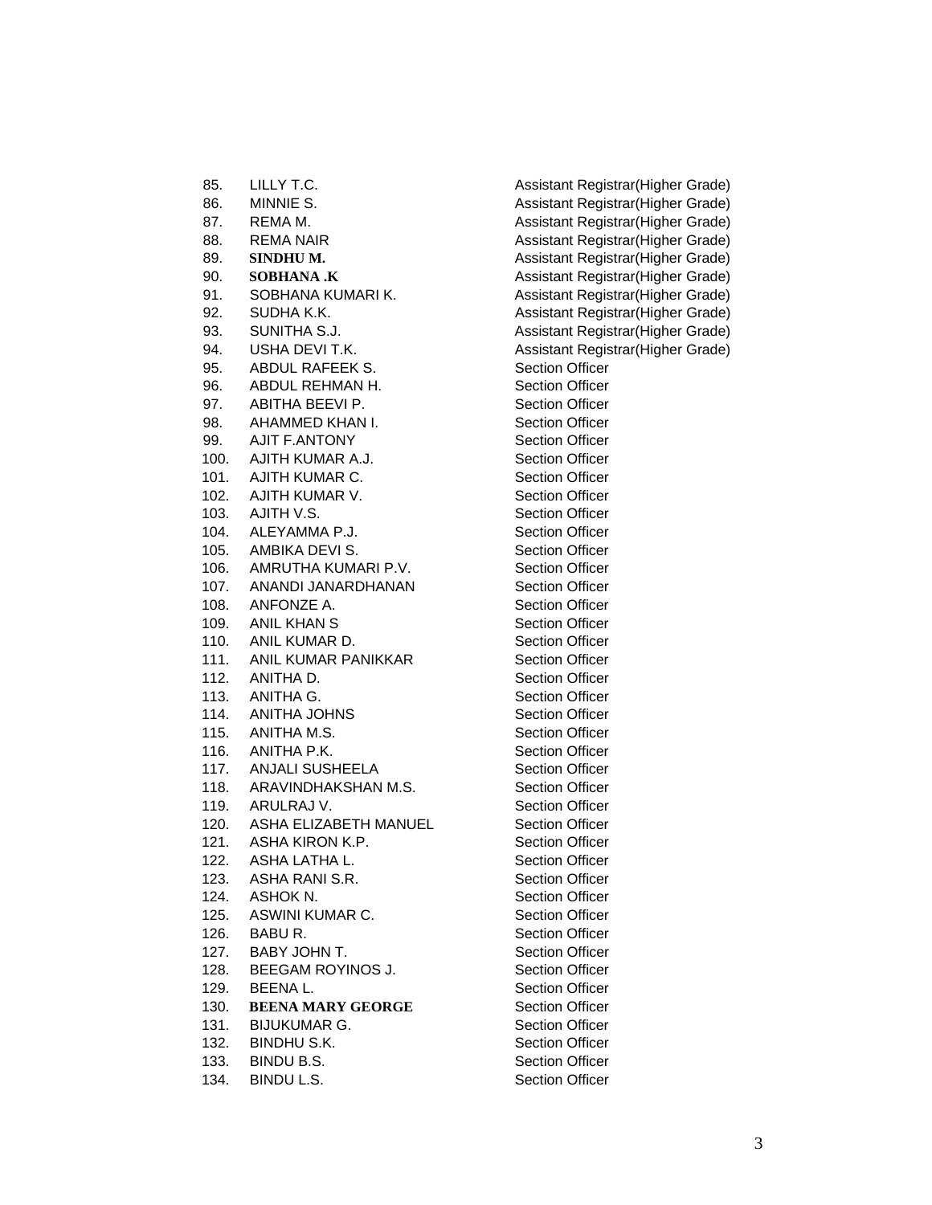| | | |
|---|---|---|
| 85. | LILLY T.C. | Assistant Registrar(Higher Grade) |
| 86. | MINNIE S. | Assistant Registrar(Higher Grade) |
| 87. | REMA M. | Assistant Registrar(Higher Grade) |
| 88. | REMA NAIR | Assistant Registrar(Higher Grade) |
| 89. | **SINDHU M.** | Assistant Registrar(Higher Grade) |
| 90. | **SOBHANA .K** | Assistant Registrar(Higher Grade) |
| 91. | SOBHANA KUMARI K. | Assistant Registrar(Higher Grade) |
| 92. | SUDHA K.K. | Assistant Registrar(Higher Grade) |
| 93. | SUNITHA S.J. | Assistant Registrar(Higher Grade) |
| 94. | USHA DEVI T.K. | Assistant Registrar(Higher Grade) |
| 95. | ABDUL RAFEEK S. | Section Officer |
| 96. | ABDUL REHMAN H. | Section Officer |
| 97. | ABITHA BEEVI P. | Section Officer |
| 98. | AHAMMED KHAN I. | Section Officer |
| 99. | AJIT F.ANTONY | Section Officer |
| 100. | AJITH KUMAR A.J. | Section Officer |
| 101. | AJITH KUMAR C. | Section Officer |
| 102. | AJITH KUMAR V. | Section Officer |
| 103. | AJITH V.S. | Section Officer |
| 104. | ALEYAMMA P.J. | Section Officer |
| 105. | AMBIKA DEVI S. | Section Officer |
| 106. | AMRUTHA KUMARI P.V. | Section Officer |
| 107. | ANANDI JANARDHANAN | Section Officer |
| 108. | ANFONZE A. | Section Officer |
| 109. | ANIL KHAN S | Section Officer |
| 110. | ANIL KUMAR D. | Section Officer |
| 111. | ANIL KUMAR PANIKKAR | Section Officer |
| 112. | ANITHA D. | Section Officer |
| 113. | ANITHA G. | Section Officer |
| 114. | ANITHA JOHNS | Section Officer |
| 115. | ANITHA M.S. | Section Officer |
| 116. | ANITHA P.K. | Section Officer |
| 117. | ANJALI SUSHEELA | Section Officer |
| 118. | ARAVINDHAKSHAN M.S. | Section Officer |
| 119. | ARULRAJ V. | Section Officer |
| 120. | ASHA ELIZABETH MANUEL | Section Officer |
| 121. | ASHA KIRON K.P. | Section Officer |
| 122. | ASHA LATHA L. | Section Officer |
| 123. | ASHA RANI S.R. | Section Officer |
| 124. | ASHOK N. | Section Officer |
| 125. | ASWINI KUMAR C. | Section Officer |
| 126. | BABU R. | Section Officer |
| 127. | BABY JOHN T. | Section Officer |
| 128. | BEEGAM ROYINOS J. | Section Officer |
| 129. | BEENA L. | Section Officer |
| 130. | **BEENA MARY GEORGE** | Section Officer |
| 131. | BIJUKUMAR G. | Section Officer |
| 132. | BINDHU S.K. | Section Officer |
| 133. | BINDU B.S. | Section Officer |
| 134. | BINDU L.S. | Section Officer |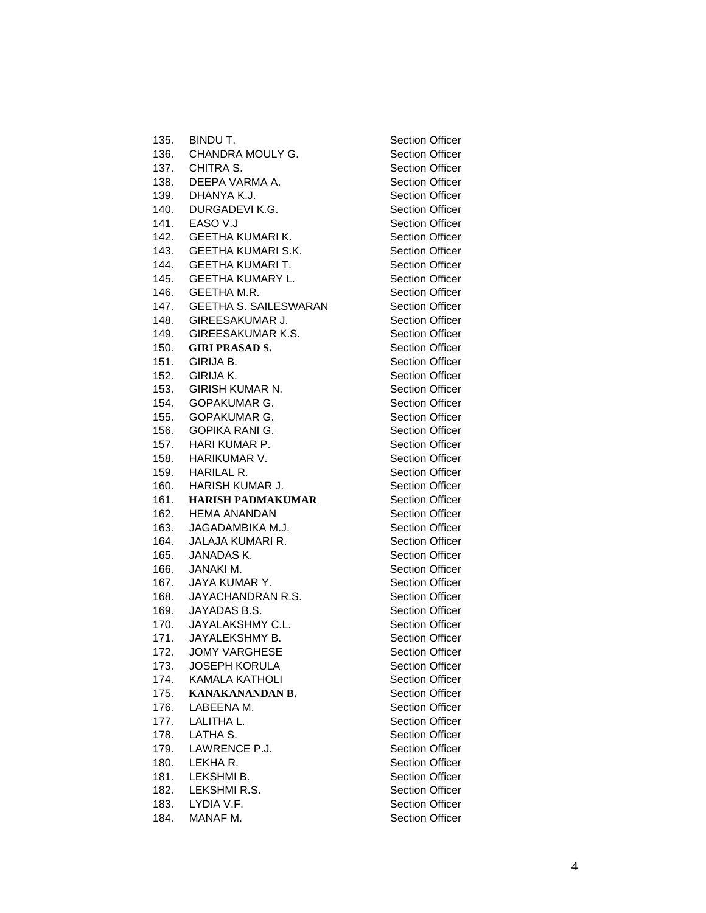| | | |
|---|---|---|
| 135. | BINDU T. | Section Officer |
| 136. | CHANDRA MOULY G. | Section Officer |
| 137. | CHITRA S. | Section Officer |
| 138. | DEEPA VARMA A. | Section Officer |
| 139. | DHANYA K.J. | Section Officer |
| 140. | DURGADEVI K.G. | Section Officer |
| 141. | EASO V.J | Section Officer |
| 142. | GEETHA KUMARI K. | Section Officer |
| 143. | GEETHA KUMARI S.K. | Section Officer |
| 144. | GEETHA KUMARI T. | Section Officer |
| 145. | GEETHA KUMARY L. | Section Officer |
| 146. | GEETHA M.R. | Section Officer |
| 147. | GEETHA S. SAILESWARAN | Section Officer |
| 148. | GIREESAKUMAR J. | Section Officer |
| 149. | GIREESAKUMAR K.S. | Section Officer |
| 150. | **GIRI PRASAD S.** | Section Officer |
| 151. | GIRIJA B. | Section Officer |
| 152. | GIRIJA K. | Section Officer |
| 153. | GIRISH KUMAR N. | Section Officer |
| 154. | GOPAKUMAR G. | Section Officer |
| 155. | GOPAKUMAR G. | Section Officer |
| 156. | GOPIKA RANI G. | Section Officer |
| 157. | HARI KUMAR P. | Section Officer |
| 158. | HARIKUMAR V. | Section Officer |
| 159. | HARILAL R. | Section Officer |
| 160. | HARISH KUMAR J. | Section Officer |
| 161. | **HARISH PADMAKUMAR** | Section Officer |
| 162. | HEMA ANANDAN | Section Officer |
| 163. | JAGADAMBIKA M.J. | Section Officer |
| 164. | JALAJA KUMARI R. | Section Officer |
| 165. | JANADAS K. | Section Officer |
| 166. | JANAKI M. | Section Officer |
| 167. | JAYA KUMAR Y. | Section Officer |
| 168. | JAYACHANDRAN R.S. | Section Officer |
| 169. | JAYADAS B.S. | Section Officer |
| 170. | JAYALAKSHMY C.L. | Section Officer |
| 171. | JAYALEKSHMY B. | Section Officer |
| 172. | JOMY VARGHESE | Section Officer |
| 173. | JOSEPH KORULA | Section Officer |
| 174. | KAMALA KATHOLI | Section Officer |
| 175. | **KANAKANANDAN B.** | Section Officer |
| 176. | LABEENA M. | Section Officer |
| 177. | LALITHA L. | Section Officer |
| 178. | LATHA S. | Section Officer |
| 179. | LAWRENCE P.J. | Section Officer |
| 180. | LEKHA R. | Section Officer |
| 181. | LEKSHMI B. | Section Officer |
| 182. | LEKSHMI R.S. | Section Officer |
| 183. | LYDIA V.F. | Section Officer |
| 184. | MANAF M. | Section Officer |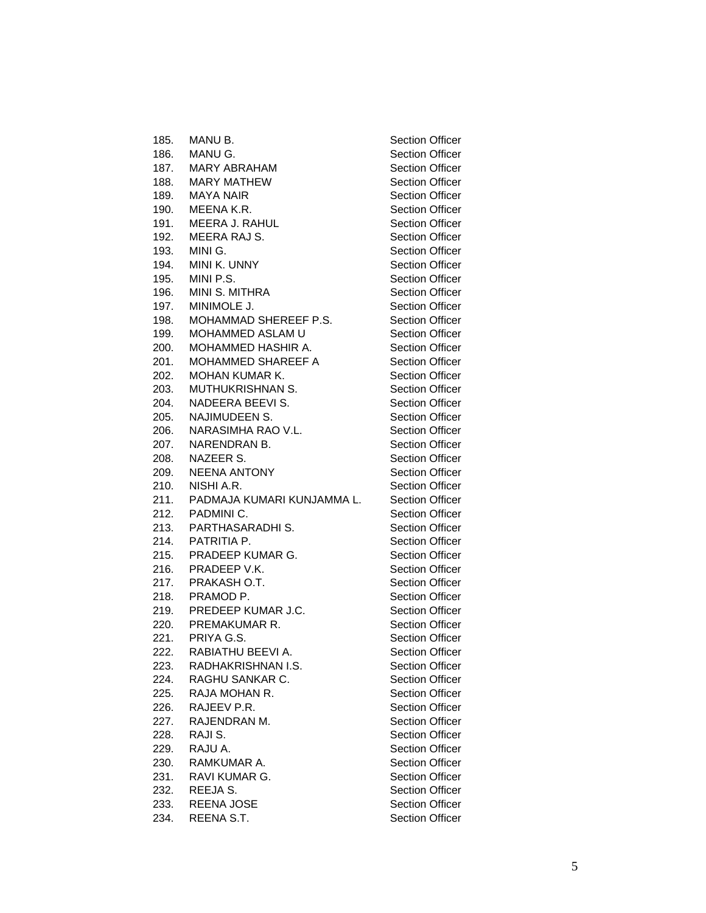| | | |
|---|---|---|
| 185. | MANU B. | Section Officer |
| 186. | MANU G. | Section Officer |
| 187. | MARY ABRAHAM | Section Officer |
| 188. | MARY MATHEW | Section Officer |
| 189. | MAYA NAIR | Section Officer |
| 190. | MEENA K.R. | Section Officer |
| 191. | MEERA J. RAHUL | Section Officer |
| 192. | MEERA RAJ S. | Section Officer |
| 193. | MINI G. | Section Officer |
| 194. | MINI K. UNNY | Section Officer |
| 195. | MINI P.S. | Section Officer |
| 196. | MINI S. MITHRA | Section Officer |
| 197. | MINIMOLE J. | Section Officer |
| 198. | MOHAMMAD SHEREEF P.S. | Section Officer |
| 199. | MOHAMMED ASLAM U | Section Officer |
| 200. | MOHAMMED HASHIR A. | Section Officer |
| 201. | MOHAMMED SHAREEF A | Section Officer |
| 202. | MOHAN KUMAR K. | Section Officer |
| 203. | MUTHUKRISHNAN S. | Section Officer |
| 204. | NADEERA BEEVI S. | Section Officer |
| 205. | NAJIMUDEEN S. | Section Officer |
| 206. | NARASIMHA RAO V.L. | Section Officer |
| 207. | NARENDRAN B. | Section Officer |
| 208. | NAZEER S. | Section Officer |
| 209. | NEENA ANTONY | Section Officer |
| 210. | NISHI A.R. | Section Officer |
| 211. | PADMAJA KUMARI KUNJAMMA L. | Section Officer |
| 212. | PADMINI C. | Section Officer |
| 213. | PARTHASARADHI S. | Section Officer |
| 214. | PATRITIA P. | Section Officer |
| 215. | PRADEEP KUMAR G. | Section Officer |
| 216. | PRADEEP V.K. | Section Officer |
| 217. | PRAKASH O.T. | Section Officer |
| 218. | PRAMOD P. | Section Officer |
| 219. | PREDEEP KUMAR J.C. | Section Officer |
| 220. | PREMAKUMAR R. | Section Officer |
| 221. | PRIYA G.S. | Section Officer |
| 222. | RABIATHU BEEVI A. | Section Officer |
| 223. | RADHAKRISHNAN I.S. | Section Officer |
| 224. | RAGHU SANKAR C. | Section Officer |
| 225. | RAJA MOHAN R. | Section Officer |
| 226. | RAJEEV P.R. | Section Officer |
| 227. | RAJENDRAN M. | Section Officer |
| 228. | RAJI S. | Section Officer |
| 229. | RAJU A. | Section Officer |
| 230. | RAMKUMAR A. | Section Officer |
| 231. | RAVI KUMAR G. | Section Officer |
| 232. | REEJA S. | Section Officer |
| 233. | REENA JOSE | Section Officer |
| 234. | REENA S.T. | Section Officer |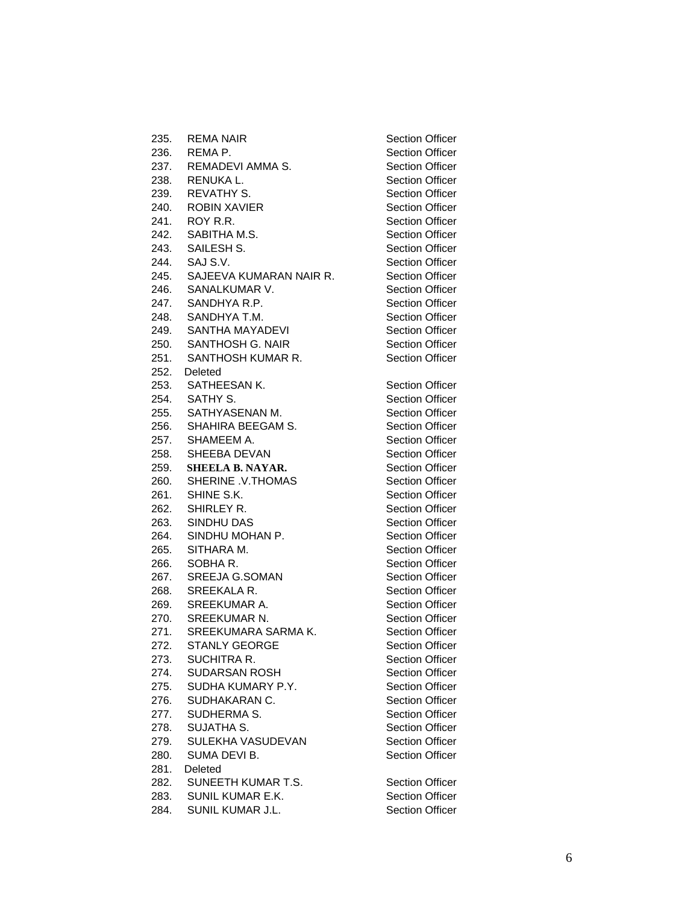| | | |
|---|---|---|
| 235. | REMA NAIR | Section Officer |
| 236. | REMA P. | Section Officer |
| 237. | REMADEVI AMMA S. | Section Officer |
| 238. | RENUKA L. | Section Officer |
| 239. | REVATHY S. | Section Officer |
| 240. | ROBIN XAVIER | Section Officer |
| 241. | ROY R.R. | Section Officer |
| 242. | SABITHA M.S. | Section Officer |
| 243. | SAILESH S. | Section Officer |
| 244. | SAJ S.V. | Section Officer |
| 245. | SAJEEVA KUMARAN NAIR R. | Section Officer |
| 246. | SANALKUMAR V. | Section Officer |
| 247. | SANDHYA R.P. | Section Officer |
| 248. | SANDHYA T.M. | Section Officer |
| 249. | SANTHA MAYADEVI | Section Officer |
| 250. | SANTHOSH G. NAIR | Section Officer |
| 251. | SANTHOSH KUMAR R. | Section Officer |
| 252. | Deleted | |
| 253. | SATHEESAN K. | Section Officer |
| 254. | SATHY S. | Section Officer |
| 255. | SATHYASENAN M. | Section Officer |
| 256. | SHAHIRA BEEGAM S. | Section Officer |
| 257. | SHAMEEM A. | Section Officer |
| 258. | SHEEBA DEVAN | Section Officer |
| 259. | **SHEELA B. NAYAR.** | Section Officer |
| 260. | SHERINE .V.THOMAS | Section Officer |
| 261. | SHINE S.K. | Section Officer |
| 262. | SHIRLEY R. | Section Officer |
| 263. | SINDHU DAS | Section Officer |
| 264. | SINDHU MOHAN P. | Section Officer |
| 265. | SITHARA M. | Section Officer |
| 266. | SOBHA R. | Section Officer |
| 267. | SREEJA G.SOMAN | Section Officer |
| 268. | SREEKALA R. | Section Officer |
| 269. | SREEKUMAR A. | Section Officer |
| 270. | SREEKUMAR N. | Section Officer |
| 271. | SREEKUMARA SARMA K. | Section Officer |
| 272. | STANLY GEORGE | Section Officer |
| 273. | SUCHITRA R. | Section Officer |
| 274. | SUDARSAN ROSH | Section Officer |
| 275. | SUDHA KUMARY P.Y. | Section Officer |
| 276. | SUDHAKARAN C. | Section Officer |
| 277. | SUDHERMA S. | Section Officer |
| 278. | SUJATHA S. | Section Officer |
| 279. | SULEKHA VASUDEVAN | Section Officer |
| 280. | SUMA DEVI B. | Section Officer |
| 281. | Deleted | |
| 282. | SUNEETH KUMAR T.S. | Section Officer |
| 283. | SUNIL KUMAR E.K. | Section Officer |
| 284. | SUNIL KUMAR J.L. | Section Officer |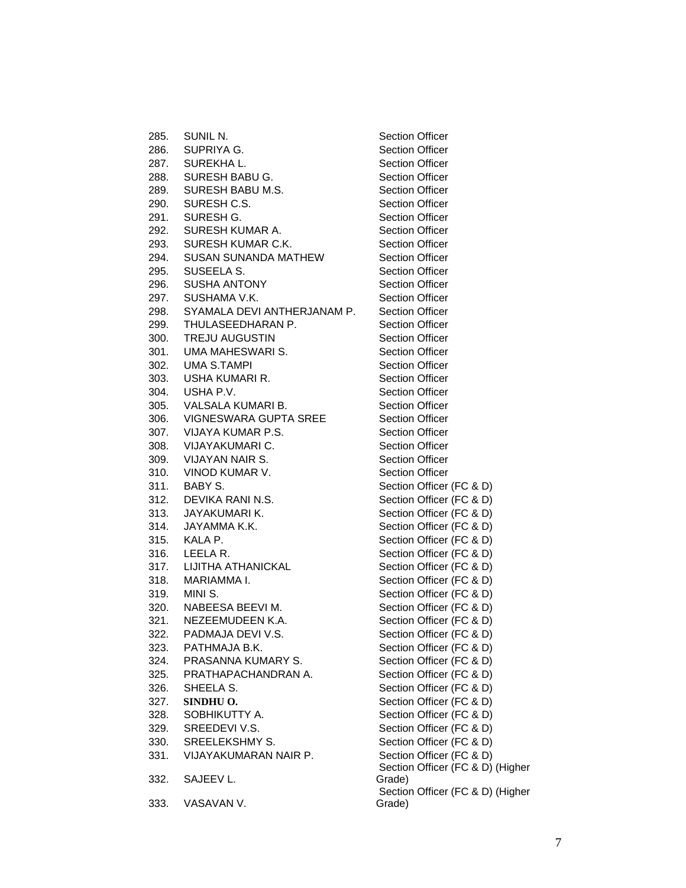| | | |
|---|---|---|
| 285. | SUNIL N. | Section Officer |
| 286. | SUPRIYA G. | Section Officer |
| 287. | SUREKHA L. | Section Officer |
| 288. | SURESH BABU G. | Section Officer |
| 289. | SURESH BABU M.S. | Section Officer |
| 290. | SURESH C.S. | Section Officer |
| 291. | SURESH G. | Section Officer |
| 292. | SURESH KUMAR A. | Section Officer |
| 293. | SURESH KUMAR C.K. | Section Officer |
| 294. | SUSAN SUNANDA MATHEW | Section Officer |
| 295. | SUSEELA S. | Section Officer |
| 296. | SUSHA ANTONY | Section Officer |
| 297. | SUSHAMA V.K. | Section Officer |
| 298. | SYAMALA DEVI ANTHERJANAM P. | Section Officer |
| 299. | THULASEEDHARAN P. | Section Officer |
| 300. | TREJU AUGUSTIN | Section Officer |
| 301. | UMA MAHESWARI S. | Section Officer |
| 302. | UMA S.TAMPI | Section Officer |
| 303. | USHA KUMARI R. | Section Officer |
| 304. | USHA P.V. | Section Officer |
| 305. | VALSALA KUMARI B. | Section Officer |
| 306. | VIGNESWARA GUPTA SREE | Section Officer |
| 307. | VIJAYA KUMAR P.S. | Section Officer |
| 308. | VIJAYAKUMARI C. | Section Officer |
| 309. | VIJAYAN NAIR S. | Section Officer |
| 310. | VINOD KUMAR V. | Section Officer |
| 311. | BABY S. | Section Officer (FC & D) |
| 312. | DEVIKA RANI N.S. | Section Officer (FC & D) |
| 313. | JAYAKUMARI K. | Section Officer (FC & D) |
| 314. | JAYAMMA K.K. | Section Officer (FC & D) |
| 315. | KALA P. | Section Officer (FC & D) |
| 316. | LEELA R. | Section Officer (FC & D) |
| 317. | LIJITHA ATHANICKAL | Section Officer (FC & D) |
| 318. | MARIAMMA I. | Section Officer (FC & D) |
| 319. | MINI S. | Section Officer (FC & D) |
| 320. | NABEESA BEEVI M. | Section Officer (FC & D) |
| 321. | NEZEEMUDEEN K.A. | Section Officer (FC & D) |
| 322. | PADMAJA DEVI V.S. | Section Officer (FC & D) |
| 323. | PATHMAJA B.K. | Section Officer (FC & D) |
| 324. | PRASANNA KUMARY S. | Section Officer (FC & D) |
| 325. | PRATHAPACHANDRAN A. | Section Officer (FC & D) |
| 326. | SHEELA S. | Section Officer (FC & D) |
| 327. | **SINDHU O.** | Section Officer (FC & D) |
| 328. | SOBHIKUTTY A. | Section Officer (FC & D) |
| 329. | SREEDEVI V.S. | Section Officer (FC & D) |
| 330. | SREELEKSHMY S. | Section Officer (FC & D) |
| 331. | VIJAYAKUMARAN NAIR P. | Section Officer (FC & D) |
| 332. | SAJEEV L. | Section Officer (FC & D) (Higher Grade) |
| 333. | VASAVAN V. | Section Officer (FC & D) (Higher Grade) |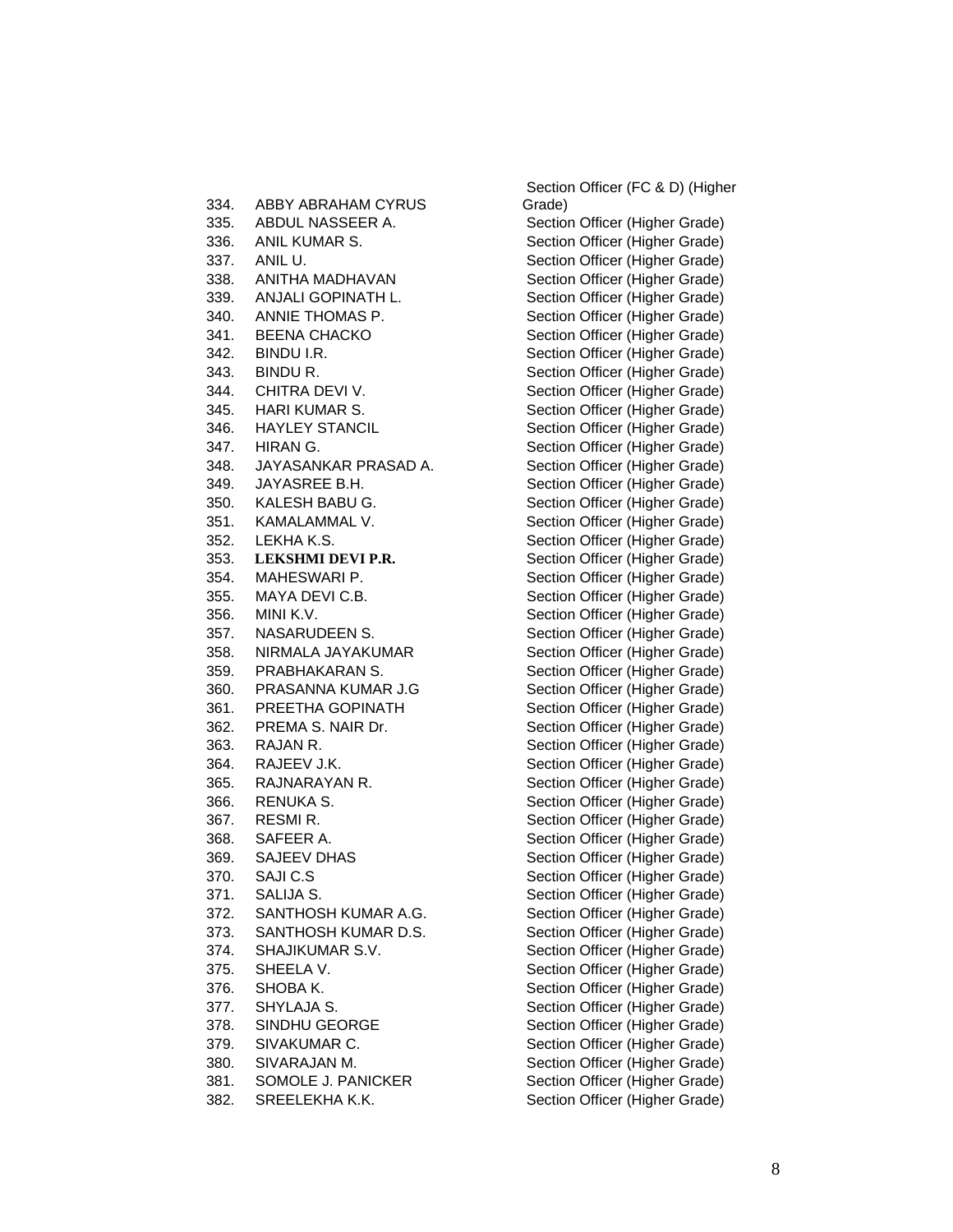| | | |
|---|---|---|
| 334. | ABBY ABRAHAM CYRUS | Section Officer (FC & D) (Higher Grade) |
| 335. | ABDUL NASSEER A. | Section Officer (Higher Grade) |
| 336. | ANIL KUMAR S. | Section Officer (Higher Grade) |
| 337. | ANIL U. | Section Officer (Higher Grade) |
| 338. | ANITHA MADHAVAN | Section Officer (Higher Grade) |
| 339. | ANJALI GOPINATH L. | Section Officer (Higher Grade) |
| 340. | ANNIE THOMAS P. | Section Officer (Higher Grade) |
| 341. | BEENA CHACKO | Section Officer (Higher Grade) |
| 342. | BINDU I.R. | Section Officer (Higher Grade) |
| 343. | BINDU R. | Section Officer (Higher Grade) |
| 344. | CHITRA DEVI V. | Section Officer (Higher Grade) |
| 345. | HARI KUMAR S. | Section Officer (Higher Grade) |
| 346. | HAYLEY STANCIL | Section Officer (Higher Grade) |
| 347. | HIRAN G. | Section Officer (Higher Grade) |
| 348. | JAYASANKAR PRASAD A. | Section Officer (Higher Grade) |
| 349. | JAYASREE B.H. | Section Officer (Higher Grade) |
| 350. | KALESH BABU G. | Section Officer (Higher Grade) |
| 351. | KAMALAMMAL V. | Section Officer (Higher Grade) |
| 352. | LEKHA K.S. | Section Officer (Higher Grade) |
| 353. | **LEKSHMI DEVI P.R.** | Section Officer (Higher Grade) |
| 354. | MAHESWARI P. | Section Officer (Higher Grade) |
| 355. | MAYA DEVI C.B. | Section Officer (Higher Grade) |
| 356. | MINI K.V. | Section Officer (Higher Grade) |
| 357. | NASARUDEEN S. | Section Officer (Higher Grade) |
| 358. | NIRMALA JAYAKUMAR | Section Officer (Higher Grade) |
| 359. | PRABHAKARAN S. | Section Officer (Higher Grade) |
| 360. | PRASANNA KUMAR J.G | Section Officer (Higher Grade) |
| 361. | PREETHA GOPINATH | Section Officer (Higher Grade) |
| 362. | PREMA S. NAIR Dr. | Section Officer (Higher Grade) |
| 363. | RAJAN R. | Section Officer (Higher Grade) |
| 364. | RAJEEV J.K. | Section Officer (Higher Grade) |
| 365. | RAJNARAYAN R. | Section Officer (Higher Grade) |
| 366. | RENUKA S. | Section Officer (Higher Grade) |
| 367. | RESMI R. | Section Officer (Higher Grade) |
| 368. | SAFEER A. | Section Officer (Higher Grade) |
| 369. | SAJEEV DHAS | Section Officer (Higher Grade) |
| 370. | SAJI C.S | Section Officer (Higher Grade) |
| 371. | SALIJA S. | Section Officer (Higher Grade) |
| 372. | SANTHOSH KUMAR A.G. | Section Officer (Higher Grade) |
| 373. | SANTHOSH KUMAR D.S. | Section Officer (Higher Grade) |
| 374. | SHAJIKUMAR S.V. | Section Officer (Higher Grade) |
| 375. | SHEELA V. | Section Officer (Higher Grade) |
| 376. | SHOBA K. | Section Officer (Higher Grade) |
| 377. | SHYLAJA S. | Section Officer (Higher Grade) |
| 378. | SINDHU GEORGE | Section Officer (Higher Grade) |
| 379. | SIVAKUMAR C. | Section Officer (Higher Grade) |
| 380. | SIVARAJAN M. | Section Officer (Higher Grade) |
| 381. | SOMOLE J. PANICKER | Section Officer (Higher Grade) |
| 382. | SREELEKHA K.K. | Section Officer (Higher Grade) |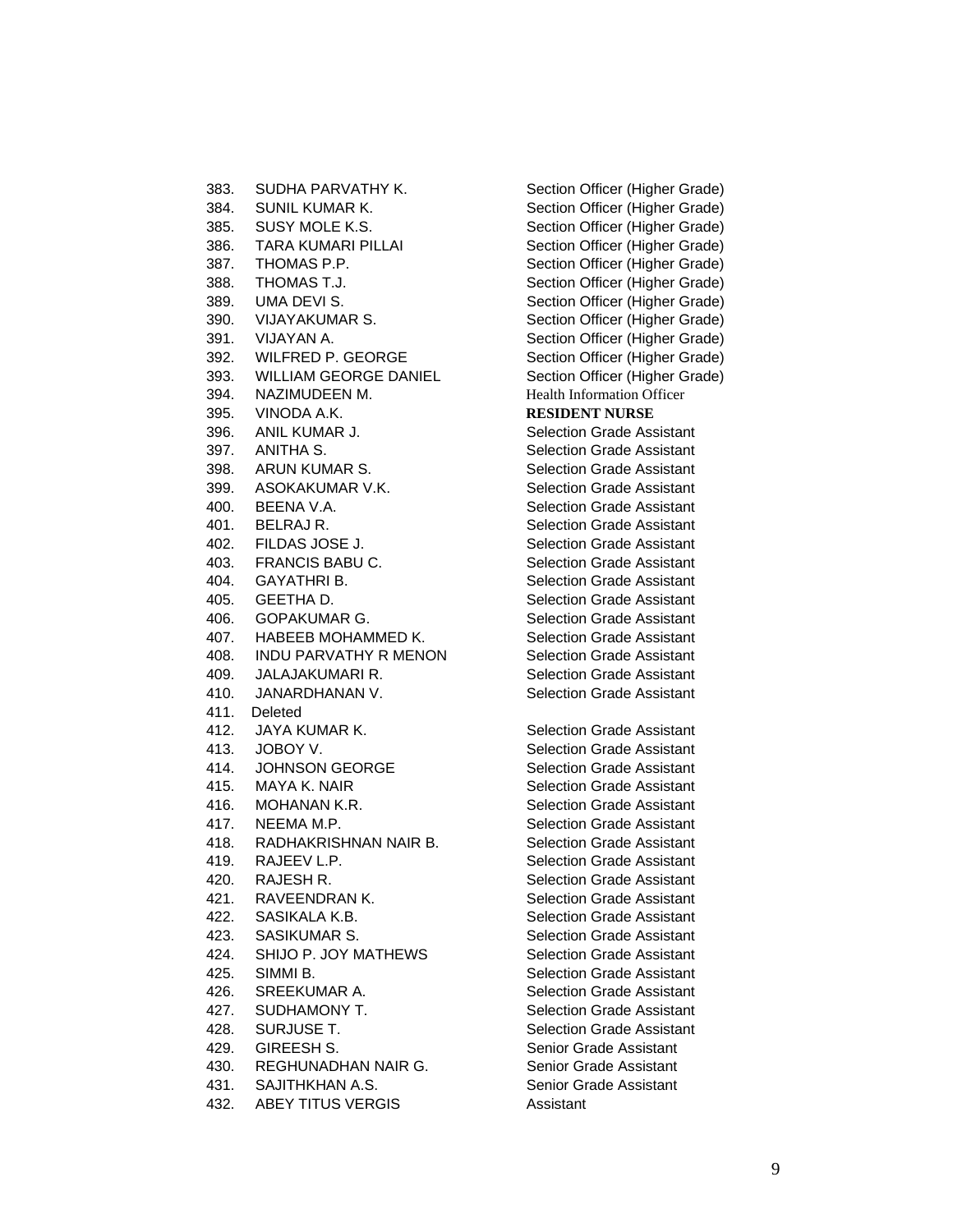| | | |
|---|---|---|
| 383. | SUDHA PARVATHY K. | Section Officer (Higher Grade) |
| 384. | SUNIL KUMAR K. | Section Officer (Higher Grade) |
| 385. | SUSY MOLE K.S. | Section Officer (Higher Grade) |
| 386. | TARA KUMARI PILLAI | Section Officer (Higher Grade) |
| 387. | THOMAS P.P. | Section Officer (Higher Grade) |
| 388. | THOMAS T.J. | Section Officer (Higher Grade) |
| 389. | UMA DEVI S. | Section Officer (Higher Grade) |
| 390. | VIJAYAKUMAR S. | Section Officer (Higher Grade) |
| 391. | VIJAYAN A. | Section Officer (Higher Grade) |
| 392. | WILFRED P. GEORGE | Section Officer (Higher Grade) |
| 393. | WILLIAM GEORGE DANIEL | Section Officer (Higher Grade) |
| 394. | NAZIMUDEEN M. | Health Information Officer |
| 395. | VINODA A.K. | **RESIDENT NURSE** |
| 396. | ANIL KUMAR J. | Selection Grade Assistant |
| 397. | ANITHA S. | Selection Grade Assistant |
| 398. | ARUN KUMAR S. | Selection Grade Assistant |
| 399. | ASOKAKUMAR V.K. | Selection Grade Assistant |
| 400. | BEENA V.A. | Selection Grade Assistant |
| 401. | BELRAJ R. | Selection Grade Assistant |
| 402. | FILDAS JOSE J. | Selection Grade Assistant |
| 403. | FRANCIS BABU C. | Selection Grade Assistant |
| 404. | GAYATHRI B. | Selection Grade Assistant |
| 405. | GEETHA D. | Selection Grade Assistant |
| 406. | GOPAKUMAR G. | Selection Grade Assistant |
| 407. | HABEEB MOHAMMED K. | Selection Grade Assistant |
| 408. | INDU PARVATHY R MENON | Selection Grade Assistant |
| 409. | JALAJAKUMARI R. | Selection Grade Assistant |
| 410. | JANARDHANAN V. | Selection Grade Assistant |
| 411. | Deleted | |
| 412. | JAYA KUMAR K. | Selection Grade Assistant |
| 413. | JOBOY V. | Selection Grade Assistant |
| 414. | JOHNSON GEORGE | Selection Grade Assistant |
| 415. | MAYA K. NAIR | Selection Grade Assistant |
| 416. | MOHANAN K.R. | Selection Grade Assistant |
| 417. | NEEMA M.P. | Selection Grade Assistant |
| 418. | RADHAKRISHNAN NAIR B. | Selection Grade Assistant |
| 419. | RAJEEV L.P. | Selection Grade Assistant |
| 420. | RAJESH R. | Selection Grade Assistant |
| 421. | RAVEENDRAN K. | Selection Grade Assistant |
| 422. | SASIKALA K.B. | Selection Grade Assistant |
| 423. | SASIKUMAR S. | Selection Grade Assistant |
| 424. | SHIJO P. JOY MATHEWS | Selection Grade Assistant |
| 425. | SIMMI B. | Selection Grade Assistant |
| 426. | SREEKUMAR A. | Selection Grade Assistant |
| 427. | SUDHAMONY T. | Selection Grade Assistant |
| 428. | SURJUSE T. | Selection Grade Assistant |
| 429. | GIREESH S. | Senior Grade Assistant |
| 430. | REGHUNADHAN NAIR G. | Senior Grade Assistant |
| 431. | SAJITHKHAN A.S. | Senior Grade Assistant |
| 432. | ABEY TITUS VERGIS | Assistant |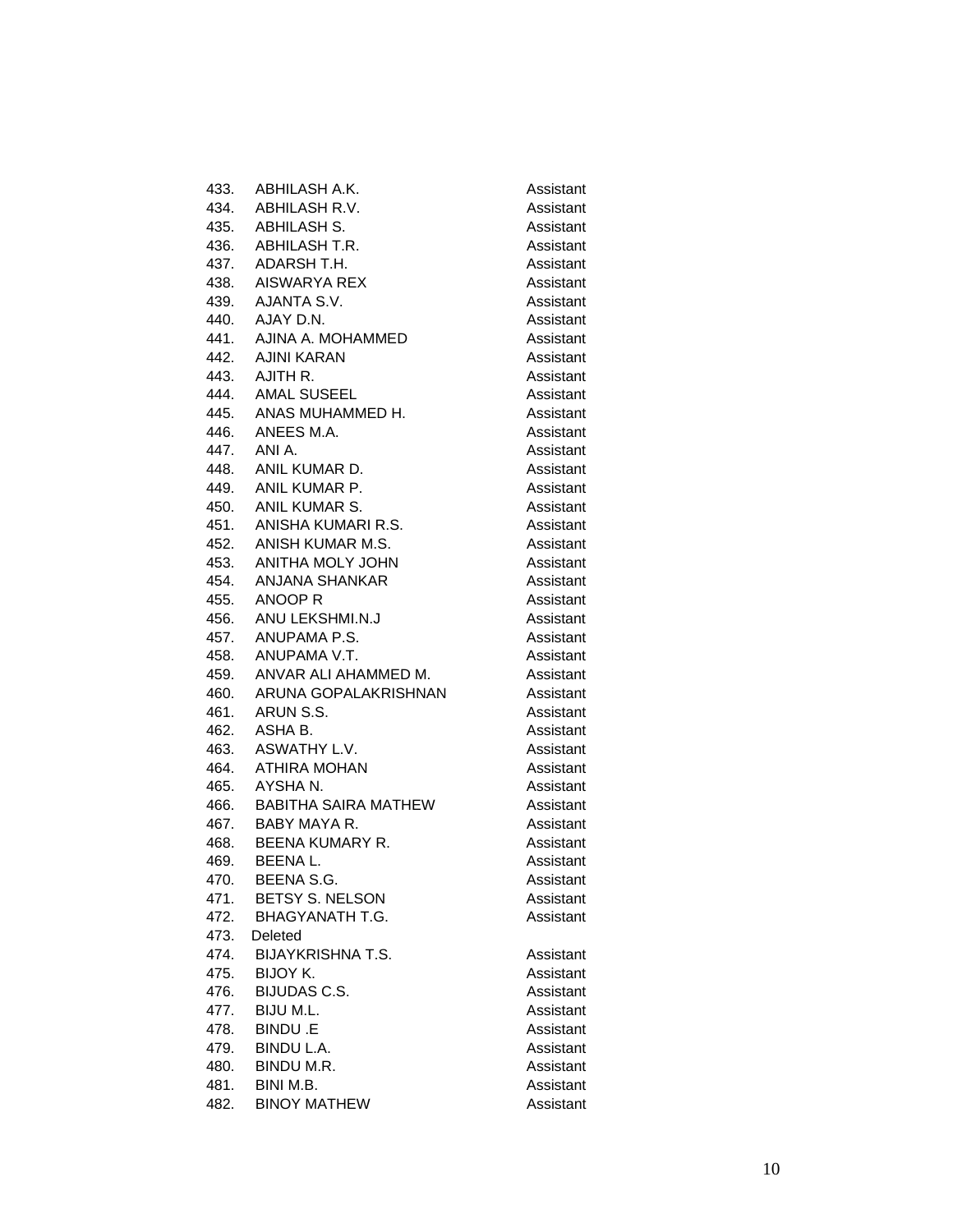433. ABHILASH A.K. Assistant
434. ABHILASH R.V. Assistant
435. ABHILASH S. Assistant
436. ABHILASH T.R. Assistant
437. ADARSH T.H. Assistant
438. AISWARYA REX Assistant
439. AJANTA S.V. Assistant
440. AJAY D.N. Assistant
441. AJINA A. MOHAMMED Assistant
442. AJINI KARAN Assistant
443. AJITH R. Assistant
444. AMAL SUSEEL Assistant
445. ANAS MUHAMMED H. Assistant
446. ANEES M.A. Assistant
447. ANI A. Assistant
448. ANIL KUMAR D. Assistant
449. ANIL KUMAR P. Assistant
450. ANIL KUMAR S. Assistant
451. ANISHA KUMARI R.S. Assistant
452. ANISH KUMAR M.S. Assistant
453. ANITHA MOLY JOHN Assistant
454. ANJANA SHANKAR Assistant
455. ANOOP R Assistant
456. ANU LEKSHMI.N.J Assistant
457. ANUPAMA P.S. Assistant
458. ANUPAMA V.T. Assistant
459. ANVAR ALI AHAMMED M. Assistant
460. ARUNA GOPALAKRISHNAN Assistant
461. ARUN S.S. Assistant
462. ASHA B. Assistant
463. ASWATHY L.V. Assistant
464. ATHIRA MOHAN Assistant
465. AYSHA N. Assistant
466. BABITHA SAIRA MATHEW Assistant
467. BABY MAYA R. Assistant
468. BEENA KUMARY R. Assistant
469. BEENA L. Assistant
470. BEENA S.G. Assistant
471. BETSY S. NELSON Assistant
472. BHAGYANATH T.G. Assistant
473. Deleted
474. BIJAYKRISHNA T.S. Assistant
475. BIJOY K. Assistant
476. BIJUDAS C.S. Assistant
477. BIJU M.L. Assistant
478. BINDU .E Assistant
479. BINDU L.A. Assistant
480. BINDU M.R. Assistant
481. BINI M.B. Assistant
482. BINOY MATHEW Assistant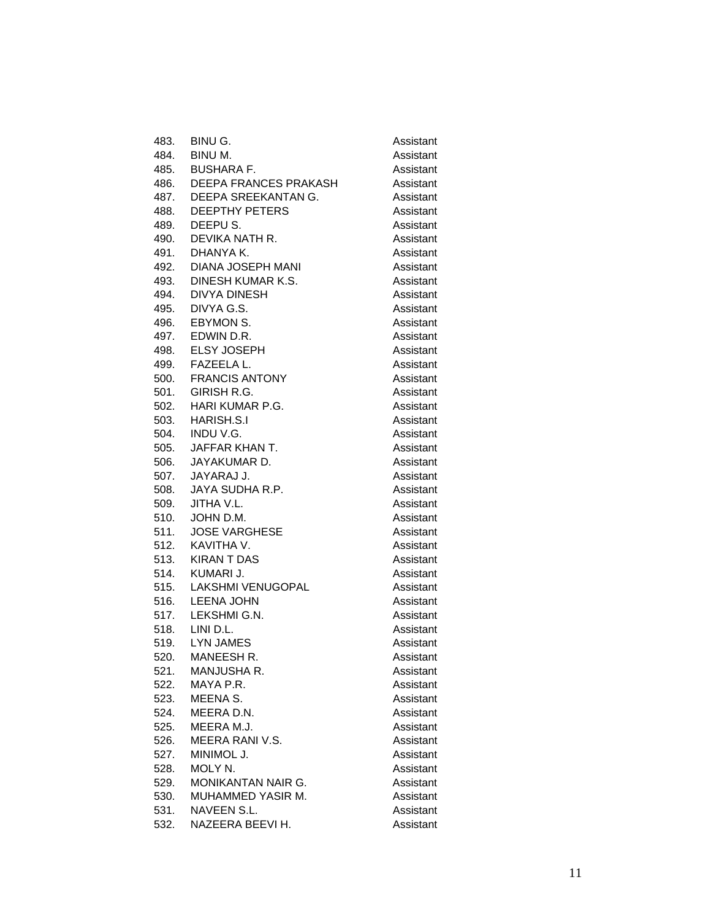| | | |
|---|---|---|
| 483. | BINU G. | Assistant |
| 484. | BINU M. | Assistant |
| 485. | BUSHARA F. | Assistant |
| 486. | DEEPA FRANCES PRAKASH | Assistant |
| 487. | DEEPA SREEKANTAN G. | Assistant |
| 488. | DEEPTHY PETERS | Assistant |
| 489. | DEEPU S. | Assistant |
| 490. | DEVIKA NATH R. | Assistant |
| 491. | DHANYA K. | Assistant |
| 492. | DIANA JOSEPH MANI | Assistant |
| 493. | DINESH KUMAR K.S. | Assistant |
| 494. | DIVYA DINESH | Assistant |
| 495. | DIVYA G.S. | Assistant |
| 496. | EBYMON S. | Assistant |
| 497. | EDWIN D.R. | Assistant |
| 498. | ELSY JOSEPH | Assistant |
| 499. | FAZEELA L. | Assistant |
| 500. | FRANCIS ANTONY | Assistant |
| 501. | GIRISH R.G. | Assistant |
| 502. | HARI KUMAR P.G. | Assistant |
| 503. | HARISH.S.I | Assistant |
| 504. | INDU V.G. | Assistant |
| 505. | JAFFAR KHAN T. | Assistant |
| 506. | JAYAKUMAR D. | Assistant |
| 507. | JAYARAJ J. | Assistant |
| 508. | JAYA SUDHA R.P. | Assistant |
| 509. | JITHA V.L. | Assistant |
| 510. | JOHN D.M. | Assistant |
| 511. | JOSE VARGHESE | Assistant |
| 512. | KAVITHA V. | Assistant |
| 513. | KIRAN T DAS | Assistant |
| 514. | KUMARI J. | Assistant |
| 515. | LAKSHMI VENUGOPAL | Assistant |
| 516. | LEENA JOHN | Assistant |
| 517. | LEKSHMI G.N. | Assistant |
| 518. | LINI D.L. | Assistant |
| 519. | LYN JAMES | Assistant |
| 520. | MANEESH R. | Assistant |
| 521. | MANJUSHA R. | Assistant |
| 522. | MAYA P.R. | Assistant |
| 523. | MEENA S. | Assistant |
| 524. | MEERA D.N. | Assistant |
| 525. | MEERA M.J. | Assistant |
| 526. | MEERA RANI V.S. | Assistant |
| 527. | MINIMOL J. | Assistant |
| 528. | MOLY N. | Assistant |
| 529. | MONIKANTAN NAIR G. | Assistant |
| 530. | MUHAMMED YASIR M. | Assistant |
| 531. | NAVEEN S.L. | Assistant |
| 532. | NAZEERA BEEVI H. | Assistant |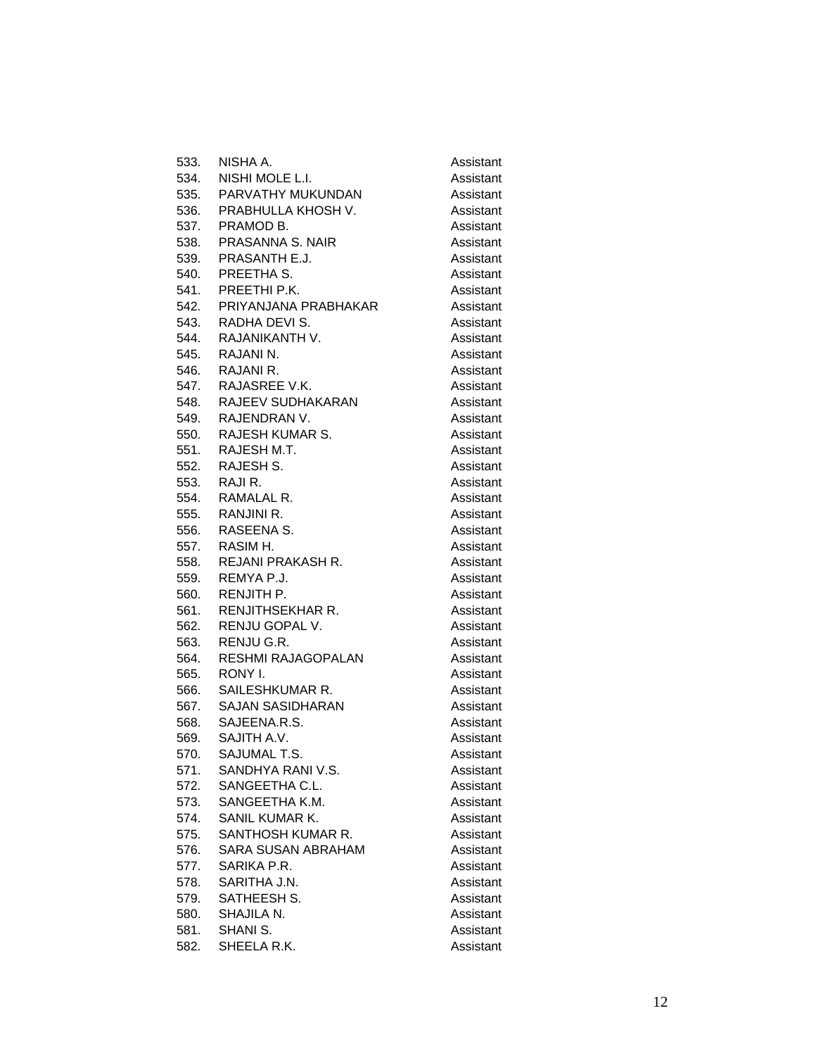| | | |
|---|---|---|
| 533. | NISHA A. | Assistant |
| 534. | NISHI MOLE L.I. | Assistant |
| 535. | PARVATHY MUKUNDAN | Assistant |
| 536. | PRABHULLA KHOSH V. | Assistant |
| 537. | PRAMOD B. | Assistant |
| 538. | PRASANNA S. NAIR | Assistant |
| 539. | PRASANTH E.J. | Assistant |
| 540. | PREETHA S. | Assistant |
| 541. | PREETHI P.K. | Assistant |
| 542. | PRIYANJANA PRABHAKAR | Assistant |
| 543. | RADHA DEVI S. | Assistant |
| 544. | RAJANIKANTH V. | Assistant |
| 545. | RAJANI N. | Assistant |
| 546. | RAJANI R. | Assistant |
| 547. | RAJASREE V.K. | Assistant |
| 548. | RAJEEV SUDHAKARAN | Assistant |
| 549. | RAJENDRAN V. | Assistant |
| 550. | RAJESH KUMAR S. | Assistant |
| 551. | RAJESH M.T. | Assistant |
| 552. | RAJESH S. | Assistant |
| 553. | RAJI R. | Assistant |
| 554. | RAMALAL R. | Assistant |
| 555. | RANJINI R. | Assistant |
| 556. | RASEENA S. | Assistant |
| 557. | RASIM H. | Assistant |
| 558. | REJANI PRAKASH R. | Assistant |
| 559. | REMYA P.J. | Assistant |
| 560. | RENJITH P. | Assistant |
| 561. | RENJITHSEKHAR R. | Assistant |
| 562. | RENJU GOPAL V. | Assistant |
| 563. | RENJU G.R. | Assistant |
| 564. | RESHMI RAJAGOPALAN | Assistant |
| 565. | RONY I. | Assistant |
| 566. | SAILESHKUMAR R. | Assistant |
| 567. | SAJAN SASIDHARAN | Assistant |
| 568. | SAJEENA.R.S. | Assistant |
| 569. | SAJITH A.V. | Assistant |
| 570. | SAJUMAL T.S. | Assistant |
| 571. | SANDHYA RANI V.S. | Assistant |
| 572. | SANGEETHA C.L. | Assistant |
| 573. | SANGEETHA K.M. | Assistant |
| 574. | SANIL KUMAR K. | Assistant |
| 575. | SANTHOSH KUMAR R. | Assistant |
| 576. | SARA SUSAN ABRAHAM | Assistant |
| 577. | SARIKA P.R. | Assistant |
| 578. | SARITHA J.N. | Assistant |
| 579. | SATHEESH S. | Assistant |
| 580. | SHAJILA N. | Assistant |
| 581. | SHANI S. | Assistant |
| 582. | SHEELA R.K. | Assistant |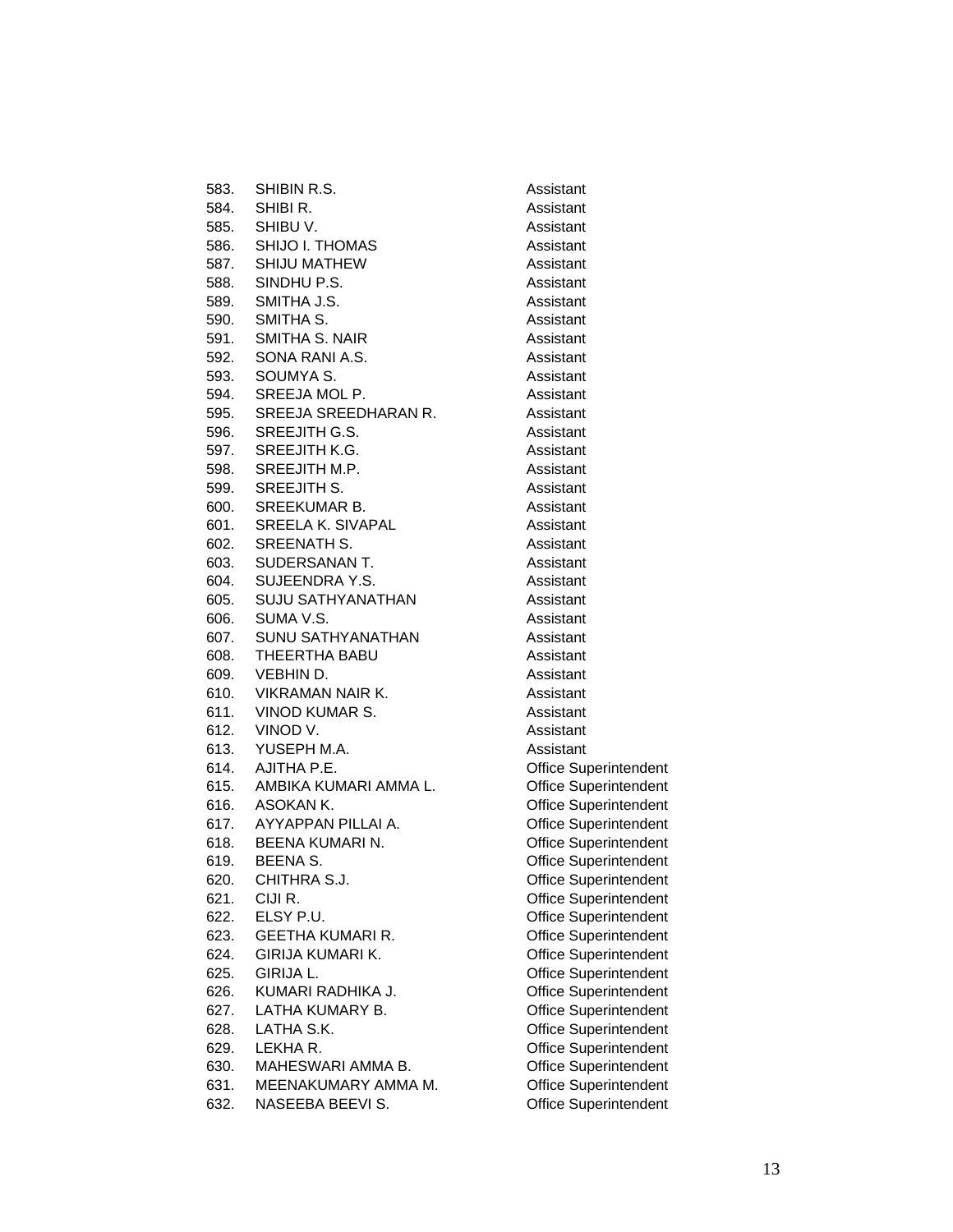583. SHIBIN R.S. Assistant
584. SHIBI R. Assistant
585. SHIBU V. Assistant
586. SHIJO I. THOMAS Assistant
587. SHIJU MATHEW Assistant
588. SINDHU P.S. Assistant
589. SMITHA J.S. Assistant
590. SMITHA S. Assistant
591. SMITHA S. NAIR Assistant
592. SONA RANI A.S. Assistant
593. SOUMYA S. Assistant
594. SREEJA MOL P. Assistant
595. SREEJA SREEDHARAN R. Assistant
596. SREEJITH G.S. Assistant
597. SREEJITH K.G. Assistant
598. SREEJITH M.P. Assistant
599. SREEJITH S. Assistant
600. SREEKUMAR B. Assistant
601. SREELA K. SIVAPAL Assistant
602. SREENATH S. Assistant
603. SUDERSANAN T. Assistant
604. SUJEENDRA Y.S. Assistant
605. SUJU SATHYANATHAN Assistant
606. SUMA V.S. Assistant
607. SUNU SATHYANATHAN Assistant
608. THEERTHA BABU Assistant
609. VEBHIN D. Assistant
610. VIKRAMAN NAIR K. Assistant
611. VINOD KUMAR S. Assistant
612. VINOD V. Assistant
613. YUSEPH M.A. Assistant
614. AJITHA P.E. Office Superintendent
615. AMBIKA KUMARI AMMA L. Office Superintendent
616. ASOKAN K. Office Superintendent
617. AYYAPPAN PILLAI A. Office Superintendent
618. BEENA KUMARI N. Office Superintendent
619. BEENA S. Office Superintendent
620. CHITHRA S.J. Office Superintendent
621. CIJI R. Office Superintendent
622. ELSY P.U. Office Superintendent
623. GEETHA KUMARI R. Office Superintendent
624. GIRIJA KUMARI K. Office Superintendent
625. GIRIJA L. Office Superintendent
626. KUMARI RADHIKA J. Office Superintendent
627. LATHA KUMARY B. Office Superintendent
628. LATHA S.K. Office Superintendent
629. LEKHA R. Office Superintendent
630. MAHESWARI AMMA B. Office Superintendent
631. MEENAKUMARY AMMA M. Office Superintendent
632. NASEEBA BEEVI S. Office Superintendent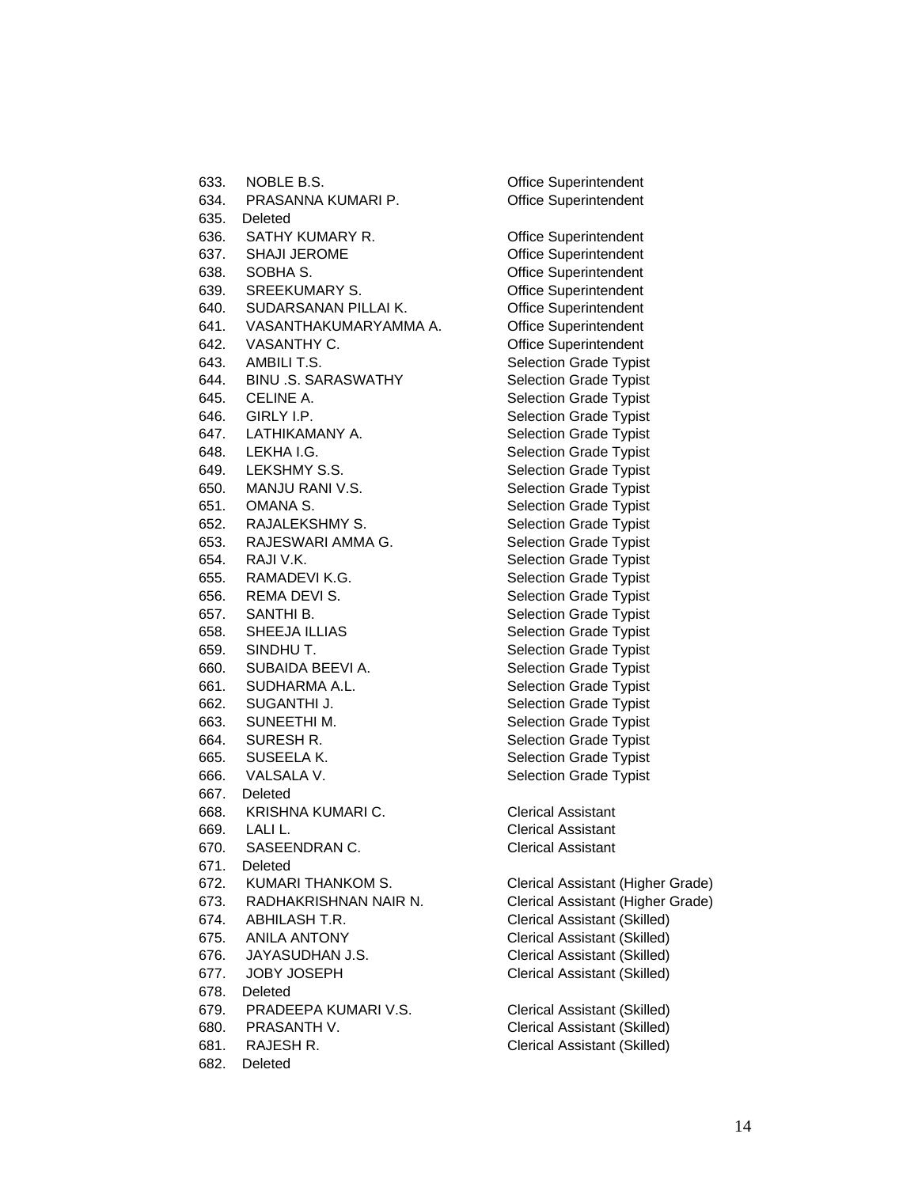633. NOBLE B.S. Office Superintendent
634. PRASANNA KUMARI P. Office Superintendent
635. Deleted
636. SATHY KUMARY R. Office Superintendent
637. SHAJI JEROME Office Superintendent
638. SOBHA S. Office Superintendent
639. SREEKUMARY S. Office Superintendent
640. SUDARSANAN PILLAI K. Office Superintendent
641. VASANTHAKUMARYAMMA A. Office Superintendent
642. VASANTHY C. Office Superintendent
643. AMBILI T.S. Selection Grade Typist
644. BINU .S. SARASWATHY Selection Grade Typist
645. CELINE A. Selection Grade Typist
646. GIRLY I.P. Selection Grade Typist
647. LATHIKAMANY A. Selection Grade Typist
648. LEKHA I.G. Selection Grade Typist
649. LEKSHMY S.S. Selection Grade Typist
650. MANJU RANI V.S. Selection Grade Typist
651. OMANA S. Selection Grade Typist
652. RAJALEKSHMY S. Selection Grade Typist
653. RAJESWARI AMMA G. Selection Grade Typist
654. RAJI V.K. Selection Grade Typist
655. RAMADEVI K.G. Selection Grade Typist
656. REMA DEVI S. Selection Grade Typist
657. SANTHI B. Selection Grade Typist
658. SHEEJA ILLIAS Selection Grade Typist
659. SINDHU T. Selection Grade Typist
660. SUBAIDA BEEVI A. Selection Grade Typist
661. SUDHARMA A.L. Selection Grade Typist
662. SUGANTHI J. Selection Grade Typist
663. SUNEETHI M. Selection Grade Typist
664. SURESH R. Selection Grade Typist
665. SUSEELA K. Selection Grade Typist
666. VALSALA V. Selection Grade Typist
667. Deleted
668. KRISHNA KUMARI C. Clerical Assistant
669. LALI L. Clerical Assistant
670. SASEENDRAN C. Clerical Assistant
671. Deleted
672. KUMARI THANKOM S. Clerical Assistant (Higher Grade)
673. RADHAKRISHNAN NAIR N. Clerical Assistant (Higher Grade)
674. ABHILASH T.R. Clerical Assistant (Skilled)
675. ANILA ANTONY Clerical Assistant (Skilled)
676. JAYASUDHAN J.S. Clerical Assistant (Skilled)
677. JOBY JOSEPH Clerical Assistant (Skilled)
678. Deleted
679. PRADEEPA KUMARI V.S. Clerical Assistant (Skilled)
680. PRASANTH V. Clerical Assistant (Skilled)
681. RAJESH R. Clerical Assistant (Skilled)
682. Deleted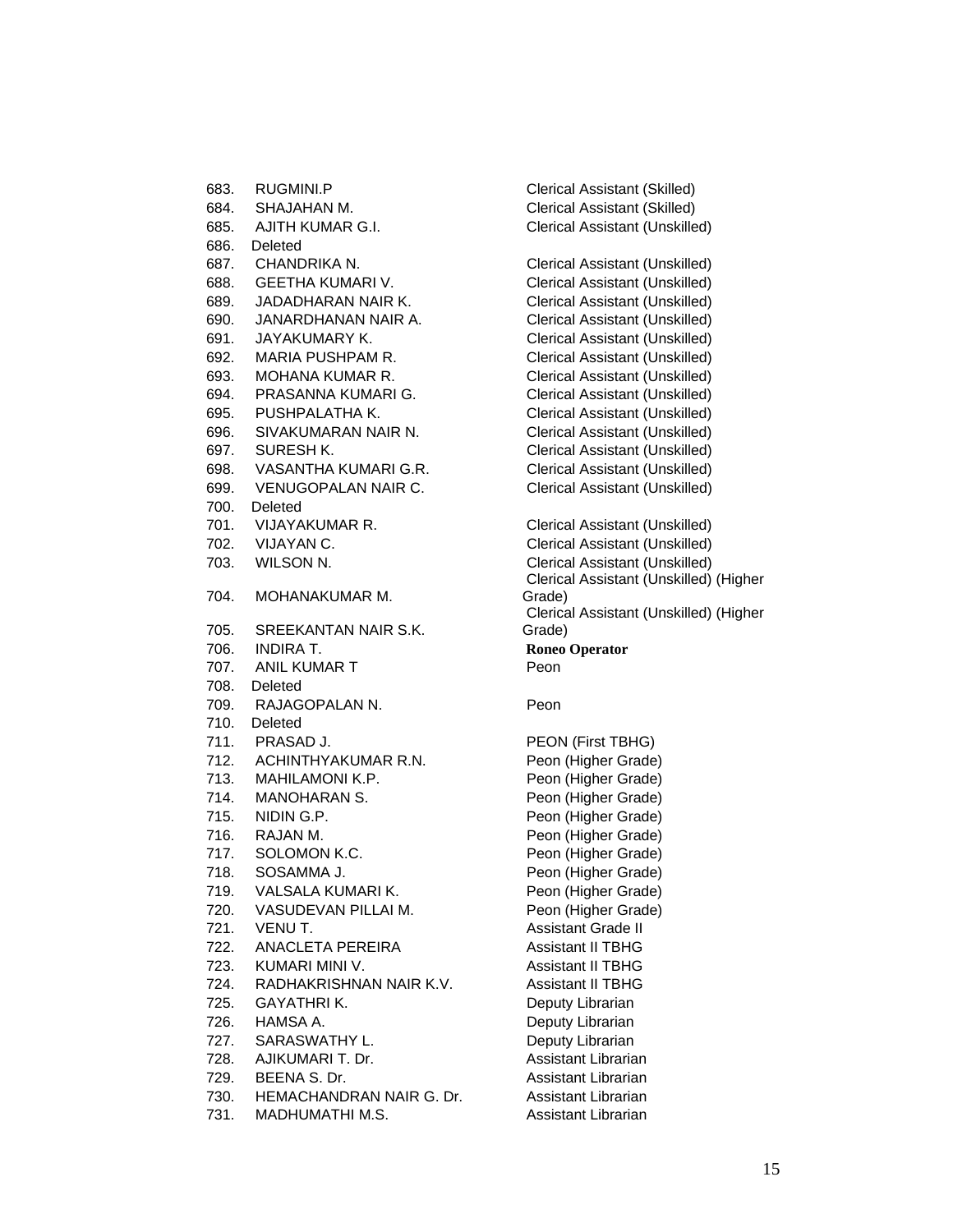683. RUGMINI.P Clerical Assistant (Skilled)
684. SHAJAHAN M. Clerical Assistant (Skilled)
685. AJITH KUMAR G.I. Clerical Assistant (Unskilled)
686. Deleted
687. CHANDRIKA N. Clerical Assistant (Unskilled)
688. GEETHA KUMARI V. Clerical Assistant (Unskilled)
689. JADADHARAN NAIR K. Clerical Assistant (Unskilled)
690. JANARDHANAN NAIR A. Clerical Assistant (Unskilled)
691. JAYAKUMARY K. Clerical Assistant (Unskilled)
692. MARIA PUSHPAM R. Clerical Assistant (Unskilled)
693. MOHANA KUMAR R. Clerical Assistant (Unskilled)
694. PRASANNA KUMARI G. Clerical Assistant (Unskilled)
695. PUSHPALATHA K. Clerical Assistant (Unskilled)
696. SIVAKUMARAN NAIR N. Clerical Assistant (Unskilled)
697. SURESH K. Clerical Assistant (Unskilled)
698. VASANTHA KUMARI G.R. Clerical Assistant (Unskilled)
699. VENUGOPALAN NAIR C. Clerical Assistant (Unskilled)
700. Deleted
701. VIJAYAKUMAR R. Clerical Assistant (Unskilled)
702. VIJAYAN C. Clerical Assistant (Unskilled)
703. WILSON N. Clerical Assistant (Unskilled)
704. MOHANAKUMAR M. Clerical Assistant (Unskilled) (Higher Grade)
705. SREEKANTAN NAIR S.K. Clerical Assistant (Unskilled) (Higher Grade)
706. INDIRA T. **Roneo Operator**
707. ANIL KUMAR T Peon
708. Deleted
709. RAJAGOPALAN N. Peon
710. Deleted
711. PRASAD J. PEON (First TBHG)
712. ACHINTHYAKUMAR R.N. Peon (Higher Grade)
713. MAHILAMONI K.P. Peon (Higher Grade)
714. MANOHARAN S. Peon (Higher Grade)
715. NIDIN G.P. Peon (Higher Grade)
716. RAJAN M. Peon (Higher Grade)
717. SOLOMON K.C. Peon (Higher Grade)
718. SOSAMMA J. Peon (Higher Grade)
719. VALSALA KUMARI K. Peon (Higher Grade)
720. VASUDEVAN PILLAI M. Peon (Higher Grade)
721. VENU T. Assistant Grade II
722. ANACLETA PEREIRA Assistant II TBHG
723. KUMARI MINI V. Assistant II TBHG
724. RADHAKRISHNAN NAIR K.V. Assistant II TBHG
725. GAYATHRI K. Deputy Librarian
726. HAMSA A. Deputy Librarian
727. SARASWATHY L. Deputy Librarian
728. AJIKUMARI T. Dr. Assistant Librarian
729. BEENA S. Dr. Assistant Librarian
730. HEMACHANDRAN NAIR G. Dr. Assistant Librarian
731. MADHUMATHI M.S. Assistant Librarian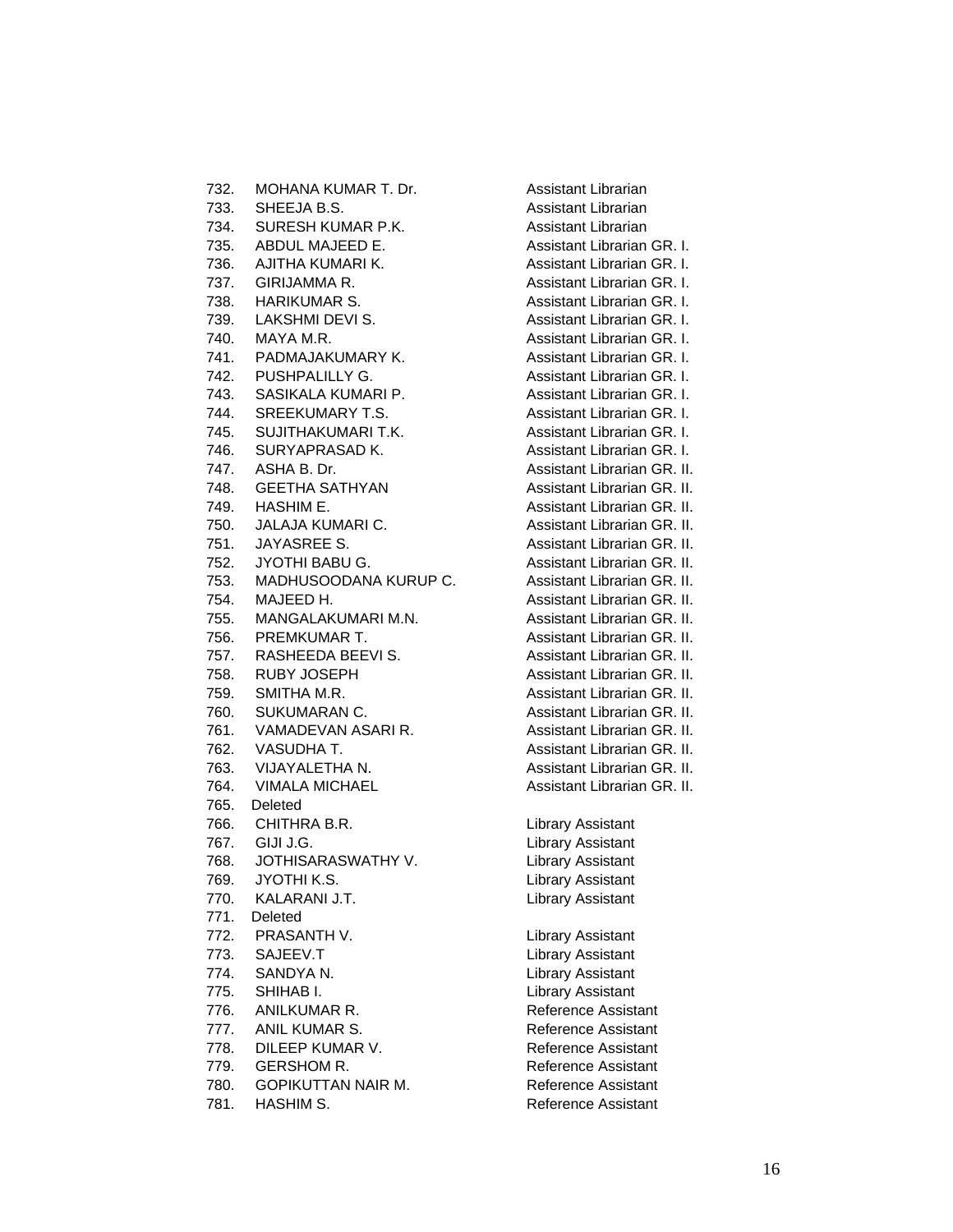| No. | Name | Designation |
|---|---|---|
| 732. | MOHANA KUMAR T. Dr. | Assistant Librarian |
| 733. | SHEEJA B.S. | Assistant Librarian |
| 734. | SURESH KUMAR P.K. | Assistant Librarian |
| 735. | ABDUL MAJEED E. | Assistant Librarian GR. I. |
| 736. | AJITHA KUMARI K. | Assistant Librarian GR. I. |
| 737. | GIRIJAMMA R. | Assistant Librarian GR. I. |
| 738. | HARIKUMAR S. | Assistant Librarian GR. I. |
| 739. | LAKSHMI DEVI S. | Assistant Librarian GR. I. |
| 740. | MAYA M.R. | Assistant Librarian GR. I. |
| 741. | PADMAJAKUMARY K. | Assistant Librarian GR. I. |
| 742. | PUSHPALILLY G. | Assistant Librarian GR. I. |
| 743. | SASIKALA KUMARI P. | Assistant Librarian GR. I. |
| 744. | SREEKUMARY T.S. | Assistant Librarian GR. I. |
| 745. | SUJITHAKUMARI T.K. | Assistant Librarian GR. I. |
| 746. | SURYAPRASAD K. | Assistant Librarian GR. I. |
| 747. | ASHA B. Dr. | Assistant Librarian GR. II. |
| 748. | GEETHA SATHYAN | Assistant Librarian GR. II. |
| 749. | HASHIM E. | Assistant Librarian GR. II. |
| 750. | JALAJA KUMARI C. | Assistant Librarian GR. II. |
| 751. | JAYASREE S. | Assistant Librarian GR. II. |
| 752. | JYOTHI BABU G. | Assistant Librarian GR. II. |
| 753. | MADHUSOODANA KURUP C. | Assistant Librarian GR. II. |
| 754. | MAJEED H. | Assistant Librarian GR. II. |
| 755. | MANGALAKUMARI M.N. | Assistant Librarian GR. II. |
| 756. | PREMKUMAR T. | Assistant Librarian GR. II. |
| 757. | RASHEEDA BEEVI S. | Assistant Librarian GR. II. |
| 758. | RUBY JOSEPH | Assistant Librarian GR. II. |
| 759. | SMITHA M.R. | Assistant Librarian GR. II. |
| 760. | SUKUMARAN C. | Assistant Librarian GR. II. |
| 761. | VAMADEVAN ASARI R. | Assistant Librarian GR. II. |
| 762. | VASUDHA T. | Assistant Librarian GR. II. |
| 763. | VIJAYALETHA N. | Assistant Librarian GR. II. |
| 764. | VIMALA MICHAEL | Assistant Librarian GR. II. |
| 765. | Deleted | |
| 766. | CHITHRA B.R. | Library Assistant |
| 767. | GIJI J.G. | Library Assistant |
| 768. | JOTHISARASWATHY V. | Library Assistant |
| 769. | JYOTHI K.S. | Library Assistant |
| 770. | KALARANI J.T. | Library Assistant |
| 771. | Deleted | |
| 772. | PRASANTH V. | Library Assistant |
| 773. | SAJEEV.T | Library Assistant |
| 774. | SANDYA N. | Library Assistant |
| 775. | SHIHAB I. | Library Assistant |
| 776. | ANILKUMAR R. | Reference Assistant |
| 777. | ANIL KUMAR S. | Reference Assistant |
| 778. | DILEEP KUMAR V. | Reference Assistant |
| 779. | GERSHOM R. | Reference Assistant |
| 780. | GOPIKUTTAN NAIR M. | Reference Assistant |
| 781. | HASHIM S. | Reference Assistant |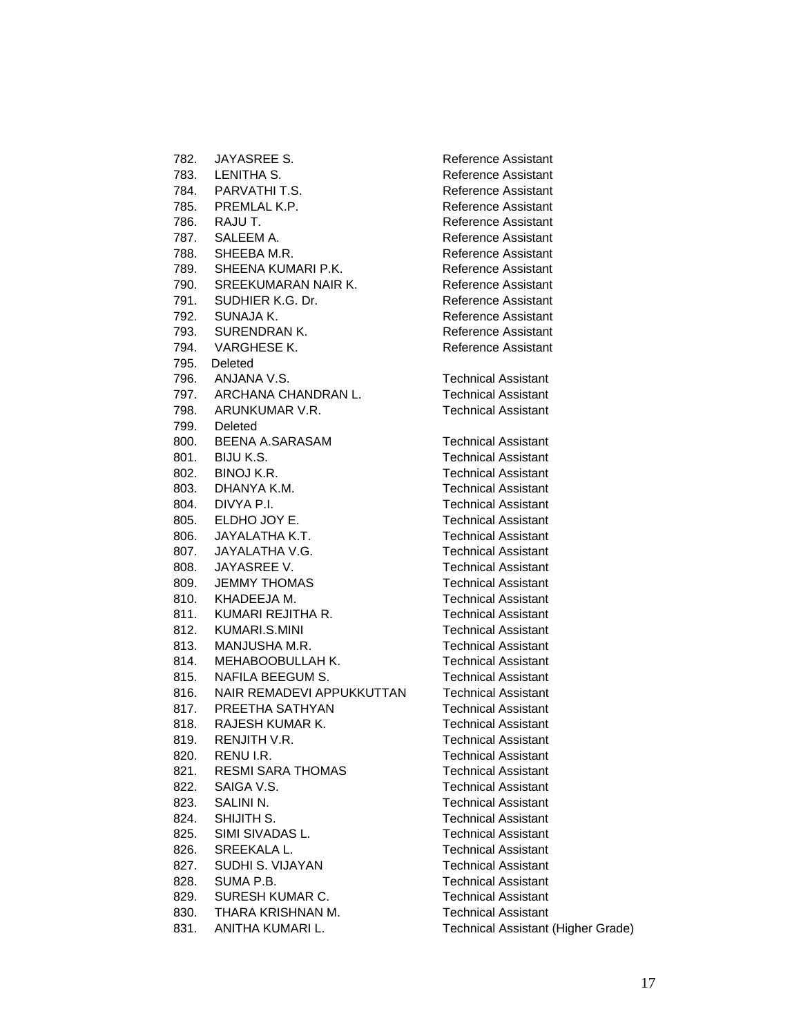| | | |
|---|---|---|
| 782. | JAYASREE S. | Reference Assistant |
| 783. | LENITHA S. | Reference Assistant |
| 784. | PARVATHI T.S. | Reference Assistant |
| 785. | PREMLAL K.P. | Reference Assistant |
| 786. | RAJU T. | Reference Assistant |
| 787. | SALEEM A. | Reference Assistant |
| 788. | SHEEBA M.R. | Reference Assistant |
| 789. | SHEENA KUMARI P.K. | Reference Assistant |
| 790. | SREEKUMARAN NAIR K. | Reference Assistant |
| 791. | SUDHIER K.G. Dr. | Reference Assistant |
| 792. | SUNAJA K. | Reference Assistant |
| 793. | SURENDRAN K. | Reference Assistant |
| 794. | VARGHESE K. | Reference Assistant |
| 795. | Deleted | |
| 796. | ANJANA V.S. | Technical Assistant |
| 797. | ARCHANA CHANDRAN L. | Technical Assistant |
| 798. | ARUNKUMAR V.R. | Technical Assistant |
| 799. | Deleted | |
| 800. | BEENA A.SARASAM | Technical Assistant |
| 801. | BIJU K.S. | Technical Assistant |
| 802. | BINOJ K.R. | Technical Assistant |
| 803. | DHANYA K.M. | Technical Assistant |
| 804. | DIVYA P.I. | Technical Assistant |
| 805. | ELDHO JOY E. | Technical Assistant |
| 806. | JAYALATHA K.T. | Technical Assistant |
| 807. | JAYALATHA V.G. | Technical Assistant |
| 808. | JAYASREE V. | Technical Assistant |
| 809. | JEMMY THOMAS | Technical Assistant |
| 810. | KHADEEJA M. | Technical Assistant |
| 811. | KUMARI REJITHA R. | Technical Assistant |
| 812. | KUMARI.S.MINI | Technical Assistant |
| 813. | MANJUSHA M.R. | Technical Assistant |
| 814. | MEHABOOBULLAH K. | Technical Assistant |
| 815. | NAFILA BEEGUM S. | Technical Assistant |
| 816. | NAIR REMADEVI APPUKKUTTAN | Technical Assistant |
| 817. | PREETHA SATHYAN | Technical Assistant |
| 818. | RAJESH KUMAR K. | Technical Assistant |
| 819. | RENJITH V.R. | Technical Assistant |
| 820. | RENU I.R. | Technical Assistant |
| 821. | RESMI SARA THOMAS | Technical Assistant |
| 822. | SAIGA V.S. | Technical Assistant |
| 823. | SALINI N. | Technical Assistant |
| 824. | SHIJITH S. | Technical Assistant |
| 825. | SIMI SIVADAS L. | Technical Assistant |
| 826. | SREEKALA L. | Technical Assistant |
| 827. | SUDHI S. VIJAYAN | Technical Assistant |
| 828. | SUMA P.B. | Technical Assistant |
| 829. | SURESH KUMAR C. | Technical Assistant |
| 830. | THARA KRISHNAN M. | Technical Assistant |
| 831. | ANITHA KUMARI L. | Technical Assistant (Higher Grade) |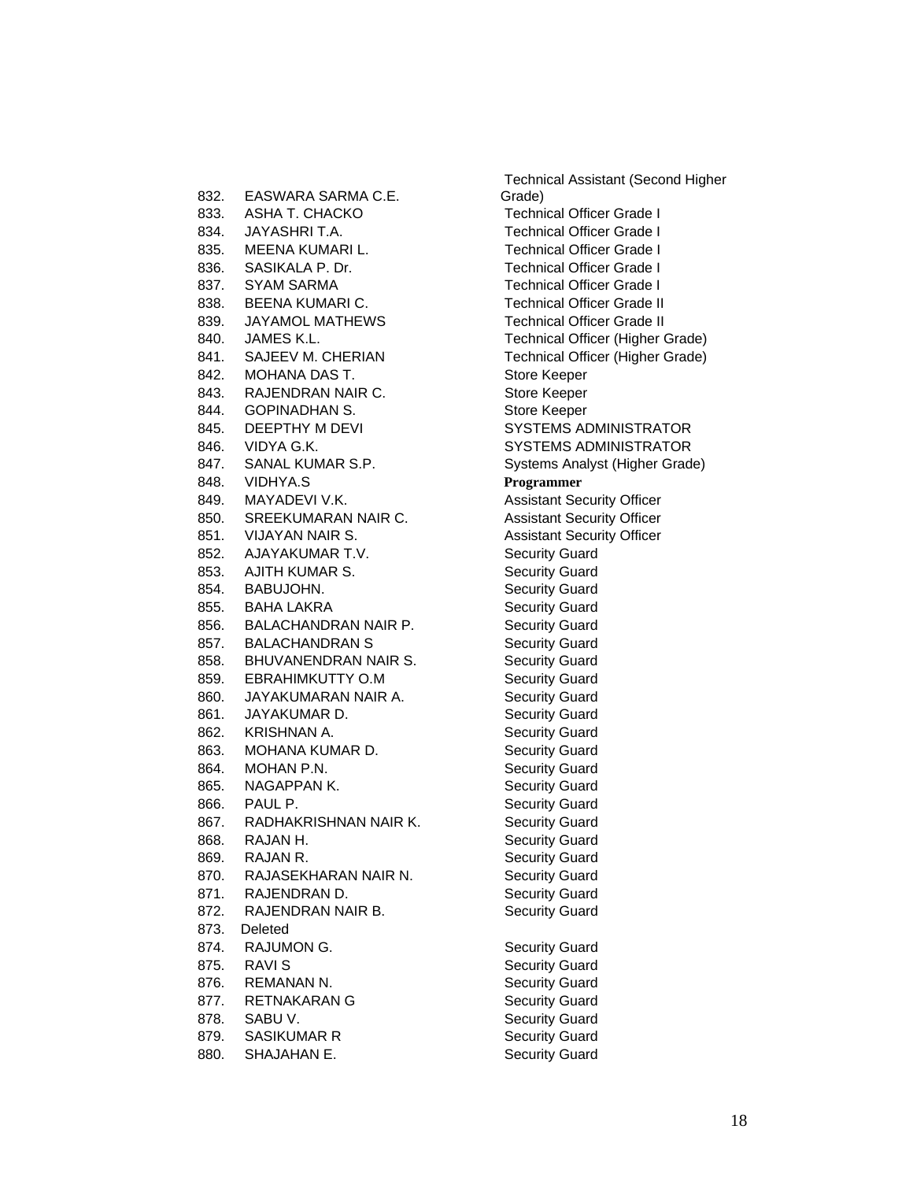| No. | Name | Designation |
|---|---|---|
| 832. | EASWARA SARMA C.E. | Technical Assistant (Second Higher Grade) |
| 833. | ASHA T. CHACKO | Technical Officer Grade I |
| 834. | JAYASHRI T.A. | Technical Officer Grade I |
| 835. | MEENA KUMARI L. | Technical Officer Grade I |
| 836. | SASIKALA P. Dr. | Technical Officer Grade I |
| 837. | SYAM SARMA | Technical Officer Grade I |
| 838. | BEENA KUMARI C. | Technical Officer Grade II |
| 839. | JAYAMOL MATHEWS | Technical Officer Grade II |
| 840. | JAMES K.L. | Technical Officer (Higher Grade) |
| 841. | SAJEEV M. CHERIAN | Technical Officer (Higher Grade) |
| 842. | MOHANA DAS T. | Store Keeper |
| 843. | RAJENDRAN NAIR C. | Store Keeper |
| 844. | GOPINADHAN S. | Store Keeper |
| 845. | DEEPTHY M DEVI | SYSTEMS ADMINISTRATOR |
| 846. | VIDYA G.K. | SYSTEMS ADMINISTRATOR |
| 847. | SANAL KUMAR S.P. | Systems Analyst (Higher Grade) |
| 848. | VIDHYA.S | **Programmer** |
| 849. | MAYADEVI V.K. | Assistant Security Officer |
| 850. | SREEKUMARAN NAIR C. | Assistant Security Officer |
| 851. | VIJAYAN NAIR S. | Assistant Security Officer |
| 852. | AJAYAKUMAR T.V. | Security Guard |
| 853. | AJITH KUMAR S. | Security Guard |
| 854. | BABUJOHN. | Security Guard |
| 855. | BAHA LAKRA | Security Guard |
| 856. | BALACHANDRAN NAIR P. | Security Guard |
| 857. | BALACHANDRAN S | Security Guard |
| 858. | BHUVANENDRAN NAIR S. | Security Guard |
| 859. | EBRAHIMKUTTY O.M | Security Guard |
| 860. | JAYAKUMARAN NAIR A. | Security Guard |
| 861. | JAYAKUMAR D. | Security Guard |
| 862. | KRISHNAN A. | Security Guard |
| 863. | MOHANA KUMAR D. | Security Guard |
| 864. | MOHAN P.N. | Security Guard |
| 865. | NAGAPPAN K. | Security Guard |
| 866. | PAUL P. | Security Guard |
| 867. | RADHAKRISHNAN NAIR K. | Security Guard |
| 868. | RAJAN H. | Security Guard |
| 869. | RAJAN R. | Security Guard |
| 870. | RAJASEKHARAN NAIR N. | Security Guard |
| 871. | RAJENDRAN D. | Security Guard |
| 872. | RAJENDRAN NAIR B. | Security Guard |
| 873. | Deleted | |
| 874. | RAJUMON G. | Security Guard |
| 875. | RAVI S | Security Guard |
| 876. | REMANAN N. | Security Guard |
| 877. | RETNAKARAN G | Security Guard |
| 878. | SABU V. | Security Guard |
| 879. | SASIKUMAR R | Security Guard |
| 880. | SHAJAHAN E. | Security Guard |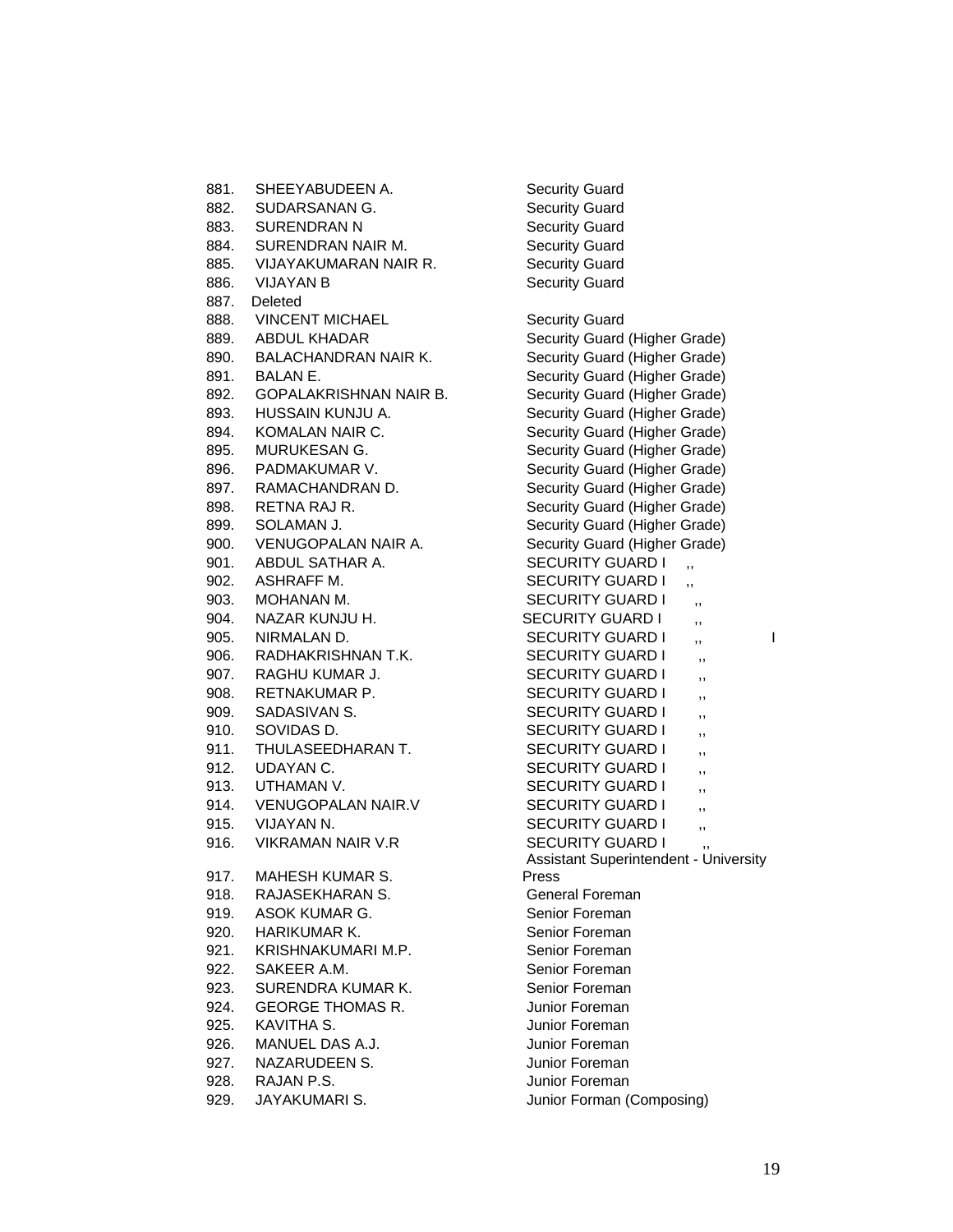| | | |
|---|---|---|
| 881. | SHEEYABUDEEN A. | Security Guard |
| 882. | SUDARSANAN G. | Security Guard |
| 883. | SURENDRAN N | Security Guard |
| 884. | SURENDRAN NAIR M. | Security Guard |
| 885. | VIJAYAKUMARAN NAIR R. | Security Guard |
| 886. | VIJAYAN B | Security Guard |
| 887. | Deleted | |
| 888. | VINCENT MICHAEL | Security Guard |
| 889. | ABDUL KHADAR | Security Guard (Higher Grade) |
| 890. | BALACHANDRAN NAIR K. | Security Guard (Higher Grade) |
| 891. | BALAN E. | Security Guard (Higher Grade) |
| 892. | GOPALAKRISHNAN NAIR B. | Security Guard (Higher Grade) |
| 893. | HUSSAIN KUNJU A. | Security Guard (Higher Grade) |
| 894. | KOMALAN NAIR C. | Security Guard (Higher Grade) |
| 895. | MURUKESAN G. | Security Guard (Higher Grade) |
| 896. | PADMAKUMAR V. | Security Guard (Higher Grade) |
| 897. | RAMACHANDRAN D. | Security Guard (Higher Grade) |
| 898. | RETNA RAJ R. | Security Guard (Higher Grade) |
| 899. | SOLAMAN J. | Security Guard (Higher Grade) |
| 900. | VENUGOPALAN NAIR A. | Security Guard (Higher Grade) |
| 901. | ABDUL SATHAR A. | SECURITY GUARD I ,, |
| 902. | ASHRAFF M. | SECURITY GUARD I ,, |
| 903. | MOHANAN M. | SECURITY GUARD I ,, |
| 904. | NAZAR KUNJU H. | SECURITY GUARD I ,, |
| 905. | NIRMALAN D. | SECURITY GUARD I ,, I |
| 906. | RADHAKRISHNAN T.K. | SECURITY GUARD I ,, |
| 907. | RAGHU KUMAR J. | SECURITY GUARD I ,, |
| 908. | RETNAKUMAR P. | SECURITY GUARD I ,, |
| 909. | SADASIVAN S. | SECURITY GUARD I ,, |
| 910. | SOVIDAS D. | SECURITY GUARD I ,, |
| 911. | THULASEEDHARAN T. | SECURITY GUARD I ,, |
| 912. | UDAYAN C. | SECURITY GUARD I ,, |
| 913. | UTHAMAN V. | SECURITY GUARD I ,, |
| 914. | VENUGOPALAN NAIR.V | SECURITY GUARD I ,, |
| 915. | VIJAYAN N. | SECURITY GUARD I ,, |
| 916. | VIKRAMAN NAIR V.R | SECURITY GUARD I ,, |
| 917. | MAHESH KUMAR S. | Assistant Superintendent - University Press |
| 918. | RAJASEKHARAN S. | General Foreman |
| 919. | ASOK KUMAR G. | Senior Foreman |
| 920. | HARIKUMAR K. | Senior Foreman |
| 921. | KRISHNAKUMARI M.P. | Senior Foreman |
| 922. | SAKEER A.M. | Senior Foreman |
| 923. | SURENDRA KUMAR K. | Senior Foreman |
| 924. | GEORGE THOMAS R. | Junior Foreman |
| 925. | KAVITHA S. | Junior Foreman |
| 926. | MANUEL DAS A.J. | Junior Foreman |
| 927. | NAZARUDEEN S. | Junior Foreman |
| 928. | RAJAN P.S. | Junior Foreman |
| 929. | JAYAKUMARI S. | Junior Forman (Composing) |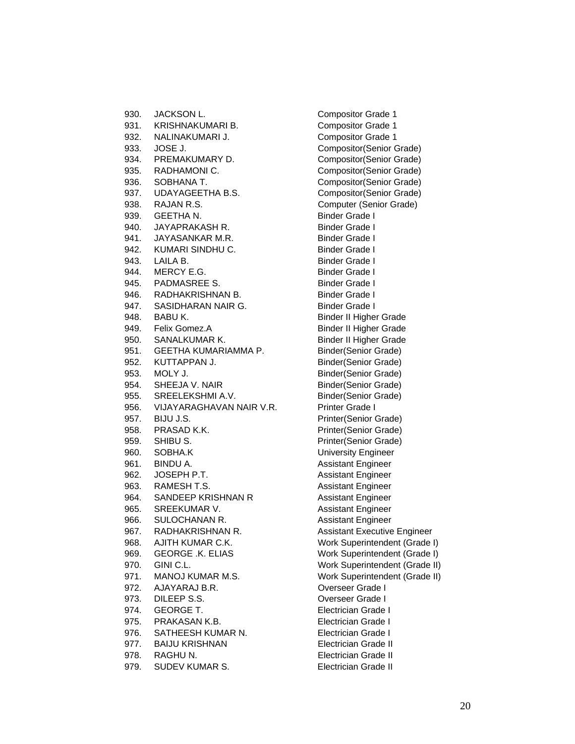| | | |
|---|---|---|
| 930. | JACKSON L. | Compositor Grade 1 |
| 931. | KRISHNAKUMARI B. | Compositor Grade 1 |
| 932. | NALINAKUMARI J. | Compositor Grade 1 |
| 933. | JOSE J. | Compositor(Senior Grade) |
| 934. | PREMAKUMARY D. | Compositor(Senior Grade) |
| 935. | RADHAMONI C. | Compositor(Senior Grade) |
| 936. | SOBHANA T. | Compositor(Senior Grade) |
| 937. | UDAYAGEETHA B.S. | Compositor(Senior Grade) |
| 938. | RAJAN R.S. | Computer (Senior Grade) |
| 939. | GEETHA N. | Binder Grade I |
| 940. | JAYAPRAKASH R. | Binder Grade I |
| 941. | JAYASANKAR M.R. | Binder Grade I |
| 942. | KUMARI SINDHU C. | Binder Grade I |
| 943. | LAILA B. | Binder Grade I |
| 944. | MERCY E.G. | Binder Grade I |
| 945. | PADMASREE S. | Binder Grade I |
| 946. | RADHAKRISHNAN B. | Binder Grade I |
| 947. | SASIDHARAN NAIR G. | Binder Grade I |
| 948. | BABU K. | Binder II Higher Grade |
| 949. | Felix Gomez.A | Binder II Higher Grade |
| 950. | SANALKUMAR K. | Binder II Higher Grade |
| 951. | GEETHA KUMARIAMMA P. | Binder(Senior Grade) |
| 952. | KUTTAPPAN J. | Binder(Senior Grade) |
| 953. | MOLY J. | Binder(Senior Grade) |
| 954. | SHEEJA V. NAIR | Binder(Senior Grade) |
| 955. | SREELEKSHMI A.V. | Binder(Senior Grade) |
| 956. | VIJAYARAGHAVAN NAIR V.R. | Printer Grade I |
| 957. | BIJU J.S. | Printer(Senior Grade) |
| 958. | PRASAD K.K. | Printer(Senior Grade) |
| 959. | SHIBU S. | Printer(Senior Grade) |
| 960. | SOBHA.K | University Engineer |
| 961. | BINDU A. | Assistant Engineer |
| 962. | JOSEPH P.T. | Assistant Engineer |
| 963. | RAMESH T.S. | Assistant Engineer |
| 964. | SANDEEP KRISHNAN R | Assistant Engineer |
| 965. | SREEKUMAR V. | Assistant Engineer |
| 966. | SULOCHANAN R. | Assistant Engineer |
| 967. | RADHAKRISHNAN R. | Assistant Executive Engineer |
| 968. | AJITH KUMAR C.K. | Work Superintendent (Grade I) |
| 969. | GEORGE .K. ELIAS | Work Superintendent (Grade I) |
| 970. | GINI C.L. | Work Superintendent (Grade II) |
| 971. | MANOJ KUMAR M.S. | Work Superintendent (Grade II) |
| 972. | AJAYARAJ B.R. | Overseer Grade I |
| 973. | DILEEP S.S. | Overseer Grade I |
| 974. | GEORGE T. | Electrician Grade I |
| 975. | PRAKASAN K.B. | Electrician Grade I |
| 976. | SATHEESH KUMAR N. | Electrician Grade I |
| 977. | BAIJU KRISHNAN | Electrician Grade II |
| 978. | RAGHU N. | Electrician Grade II |
| 979. | SUDEV KUMAR S. | Electrician Grade II |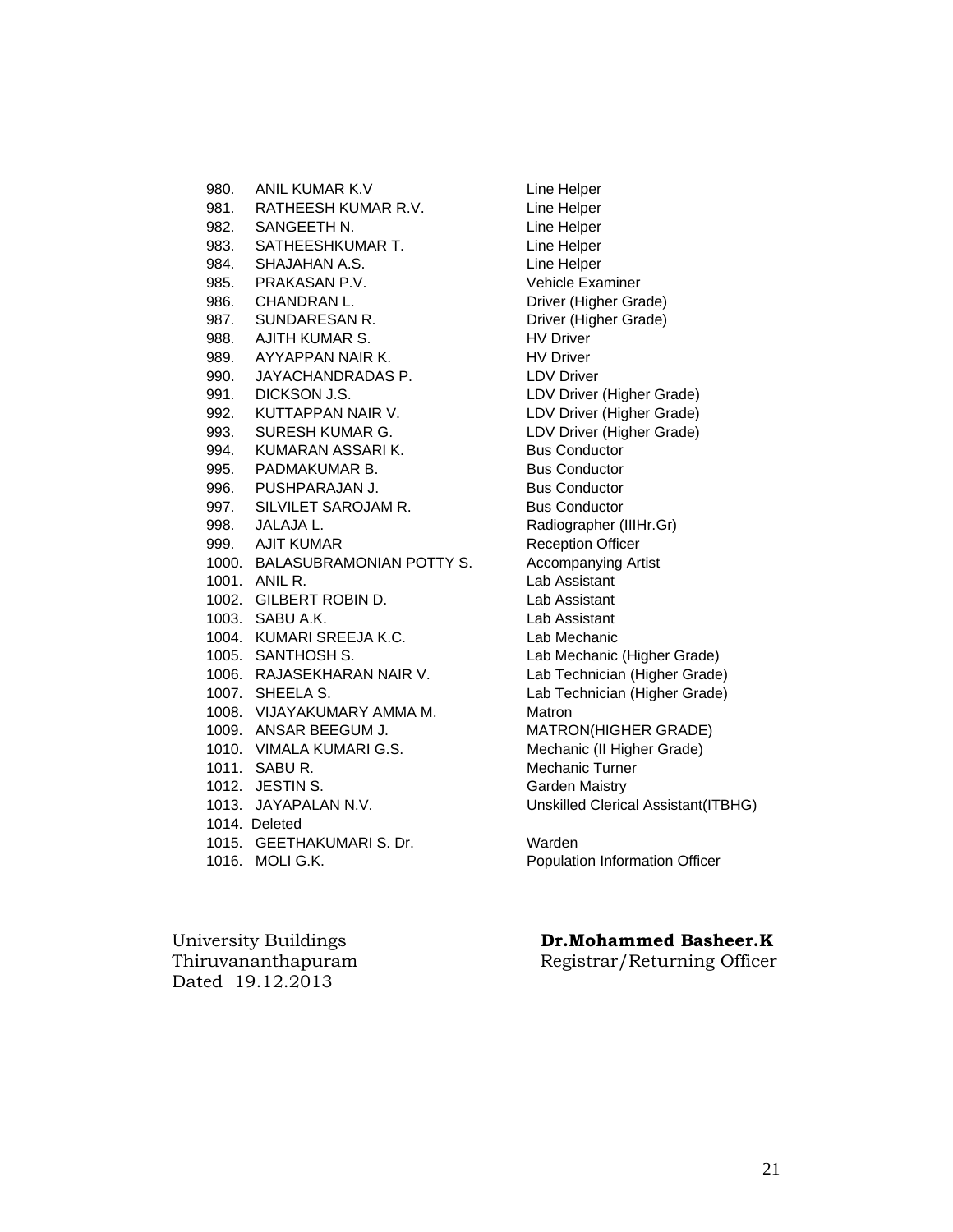| No. | Name | Designation |
|---|---|---|
| 980. | ANIL KUMAR K.V | Line Helper |
| 981. | RATHEESH KUMAR R.V. | Line Helper |
| 982. | SANGEETH N. | Line Helper |
| 983. | SATHEESHKUMAR T. | Line Helper |
| 984. | SHAJAHAN A.S. | Line Helper |
| 985. | PRAKASAN P.V. | Vehicle Examiner |
| 986. | CHANDRAN L. | Driver (Higher Grade) |
| 987. | SUNDARESAN R. | Driver (Higher Grade) |
| 988. | AJITH KUMAR S. | HV Driver |
| 989. | AYYAPPAN NAIR K. | HV Driver |
| 990. | JAYACHANDRADAS P. | LDV Driver |
| 991. | DICKSON J.S. | LDV Driver (Higher Grade) |
| 992. | KUTTAPPAN NAIR V. | LDV Driver (Higher Grade) |
| 993. | SURESH KUMAR G. | LDV Driver (Higher Grade) |
| 994. | KUMARAN ASSARI K. | Bus Conductor |
| 995. | PADMAKUMAR B. | Bus Conductor |
| 996. | PUSHPARAJAN J. | Bus Conductor |
| 997. | SILVILET SAROJAM R. | Bus Conductor |
| 998. | JALAJA L. | Radiographer (IIIHr.Gr) |
| 999. | AJIT KUMAR | Reception Officer |
| 1000. | BALASUBRAMONIAN POTTY S. | Accompanying Artist |
| 1001. | ANIL R. | Lab Assistant |
| 1002. | GILBERT ROBIN D. | Lab Assistant |
| 1003. | SABU A.K. | Lab Assistant |
| 1004. | KUMARI SREEJA K.C. | Lab Mechanic |
| 1005. | SANTHOSH S. | Lab Mechanic (Higher Grade) |
| 1006. | RAJASEKHARAN NAIR V. | Lab Technician (Higher Grade) |
| 1007. | SHEELA S. | Lab Technician (Higher Grade) |
| 1008. | VIJAYAKUMARY AMMA M. | Matron |
| 1009. | ANSAR BEEGUM J. | MATRON(HIGHER GRADE) |
| 1010. | VIMALA KUMARI G.S. | Mechanic (II Higher Grade) |
| 1011. | SABU R. | Mechanic Turner |
| 1012. | JESTIN S. | Garden Maistry |
| 1013. | JAYAPALAN N.V. | Unskilled Clerical Assistant(ITBHG) |
| 1014. | Deleted | |
| 1015. | GEETHAKUMARI S. Dr. | Warden |
| 1016. | MOLI G.K. | Population Information Officer |

University Buildings
Thiruvananthapuram
Dated 19.12.2013

**Dr.Mohammed Basheer.K**
Registrar/Returning Officer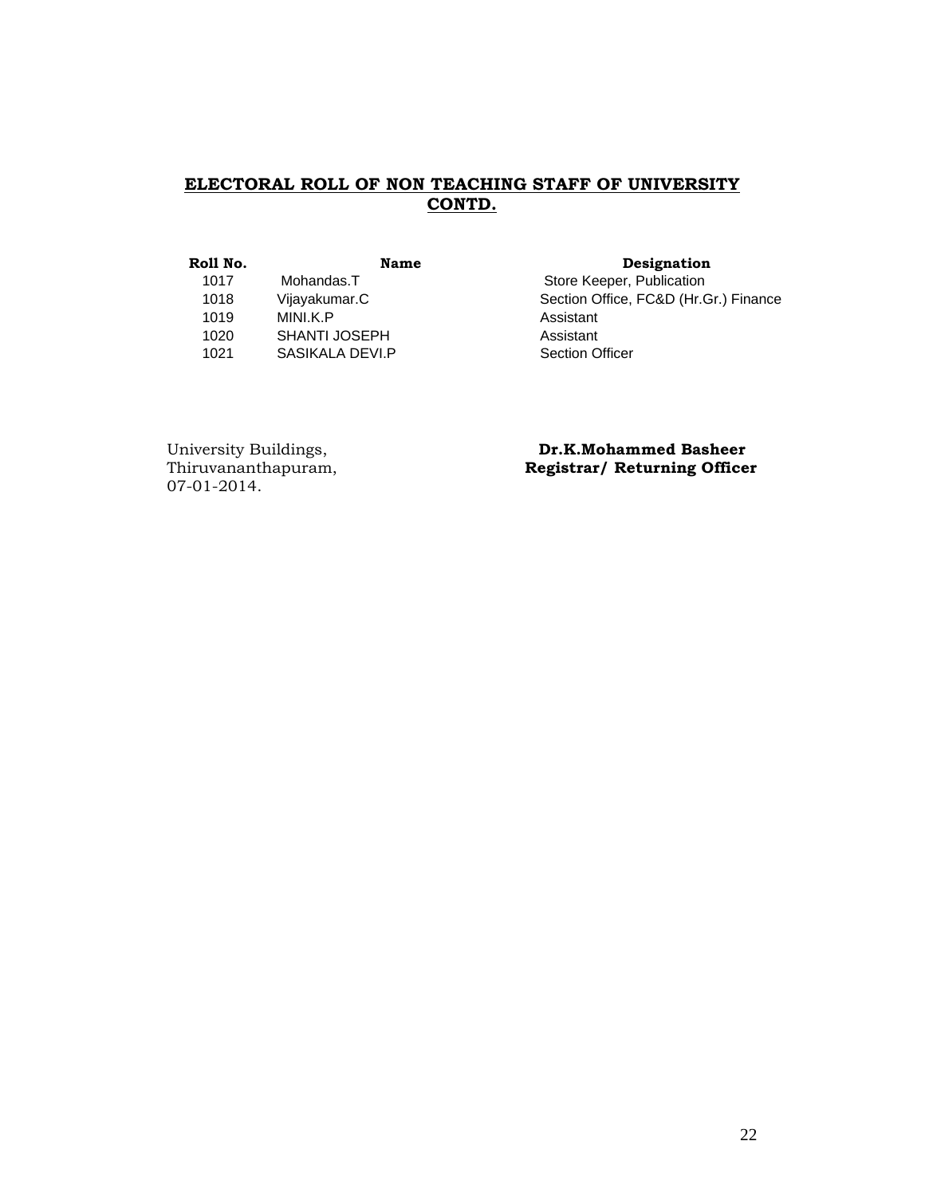## ELECTORAL ROLL OF NON TEACHING STAFF OF UNIVERSITY CONTD.

| Roll No. | Name | Designation |
|---|---|---|
| 1017 | Mohandas.T | Store Keeper, Publication |
| 1018 | Vijayakumar.C | Section Office, FC&D (Hr.Gr.) Finance |
| 1019 | MINI.K.P | Assistant |
| 1020 | SHANTI JOSEPH | Assistant |
| 1021 | SASIKALA DEVI.P | Section Officer |

University Buildings,
Thiruvananthapuram,
07-01-2014.

**Dr.K.Mohammed Basheer**
**Registrar/ Returning Officer**